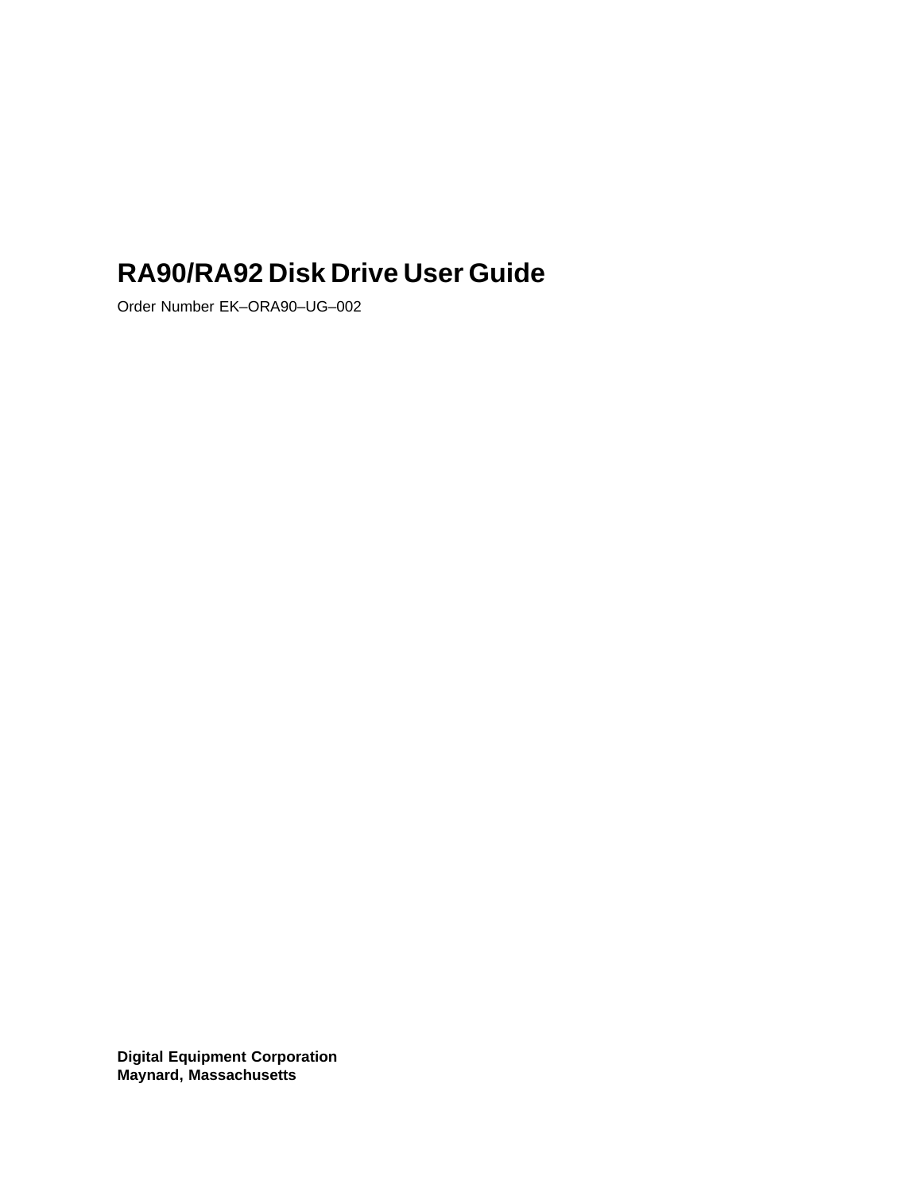# RA90/RA92 Disk Drive User Guide

Order Number EK–ORA90–UG–002

**Digital Equipment Corporation**
**Maynard, Massachusetts**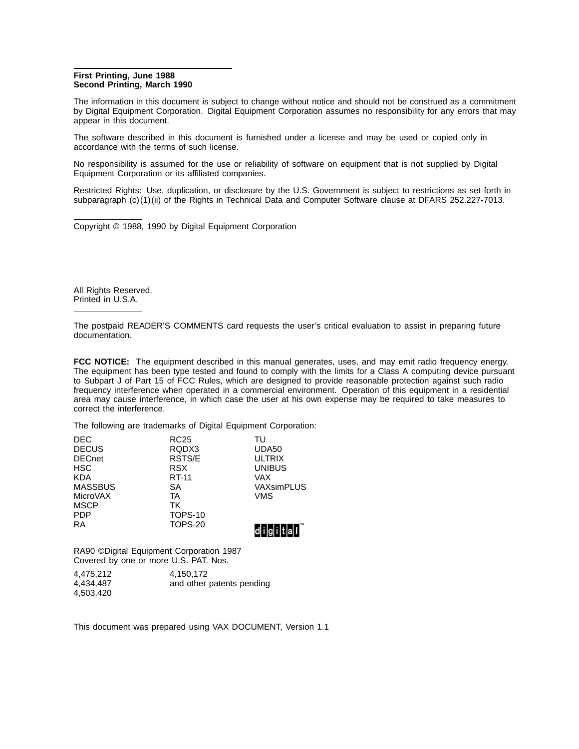**First Printing, June 1988**
**Second Printing, March 1990**

The information in this document is subject to change without notice and should not be construed as a commitment by Digital Equipment Corporation. Digital Equipment Corporation assumes no responsibility for any errors that may appear in this document.

The software described in this document is furnished under a license and may be used or copied only in accordance with the terms of such license.

No responsibility is assumed for the use or reliability of software on equipment that is not supplied by Digital Equipment Corporation or its affiliated companies.

Restricted Rights: Use, duplication, or disclosure by the U.S. Government is subject to restrictions as set forth in subparagraph (c)(1)(ii) of the Rights in Technical Data and Computer Software clause at DFARS 252.227-7013.

Copyright © 1988, 1990 by Digital Equipment Corporation

All Rights Reserved.
Printed in U.S.A.

The postpaid READER'S COMMENTS card requests the user's critical evaluation to assist in preparing future documentation.

**FCC NOTICE:** The equipment described in this manual generates, uses, and may emit radio frequency energy. The equipment has been type tested and found to comply with the limits for a Class A computing device pursuant to Subpart J of Part 15 of FCC Rules, which are designed to provide reasonable protection against such radio frequency interference when operated in a commercial environment. Operation of this equipment in a residential area may cause interference, in which case the user at his own expense may be required to take measures to correct the interference.

The following are trademarks of Digital Equipment Corporation:

| | | |
|---|---|---|
| DEC | RC25 | TU |
| DECUS | RQDX3 | UDA50 |
| DECnet | RSTS/E | ULTRIX |
| HSC | RSX | UNIBUS |
| KDA | RT-11 | VAX |
| MASSBUS | SA | VAXsimPLUS |
| MicroVAX | TA | VMS |
| MSCP | TK | |
| PDP | TOPS-10 | |
| RA | TOPS-20 | digital™ |

RA90 ©Digital Equipment Corporation 1987
Covered by one or more U.S. PAT. Nos.

| | |
|---|---|
| 4,475,212 | 4,150,172 |
| 4,434,487 | and other patents pending |
| 4,503,420 | |

This document was prepared using VAX DOCUMENT, Version 1.1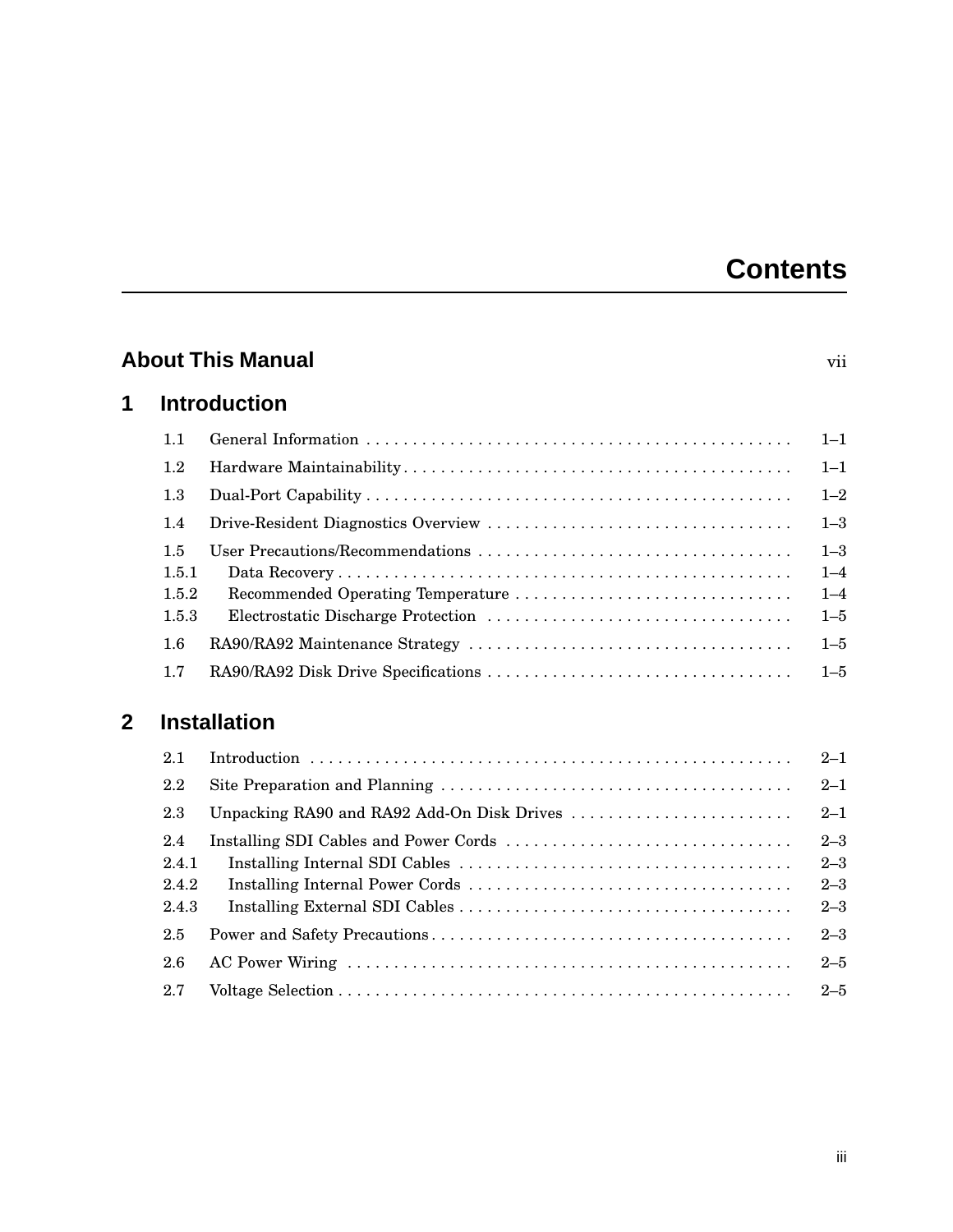# Contents

**About This Manual** vii

## 1 Introduction

| | | |
|---|---|---|
| 1.1 | General Information | 1–1 |
| 1.2 | Hardware Maintainability | 1–1 |
| 1.3 | Dual-Port Capability | 1–2 |
| 1.4 | Drive-Resident Diagnostics Overview | 1–3 |
| 1.5 | User Precautions/Recommendations | 1–3 |
| 1.5.1 | Data Recovery | 1–4 |
| 1.5.2 | Recommended Operating Temperature | 1–4 |
| 1.5.3 | Electrostatic Discharge Protection | 1–5 |
| 1.6 | RA90/RA92 Maintenance Strategy | 1–5 |
| 1.7 | RA90/RA92 Disk Drive Specifications | 1–5 |

## 2 Installation

| | | |
|---|---|---|
| 2.1 | Introduction | 2–1 |
| 2.2 | Site Preparation and Planning | 2–1 |
| 2.3 | Unpacking RA90 and RA92 Add-On Disk Drives | 2–1 |
| 2.4 | Installing SDI Cables and Power Cords | 2–3 |
| 2.4.1 | Installing Internal SDI Cables | 2–3 |
| 2.4.2 | Installing Internal Power Cords | 2–3 |
| 2.4.3 | Installing External SDI Cables | 2–3 |
| 2.5 | Power and Safety Precautions | 2–3 |
| 2.6 | AC Power Wiring | 2–5 |
| 2.7 | Voltage Selection | 2–5 |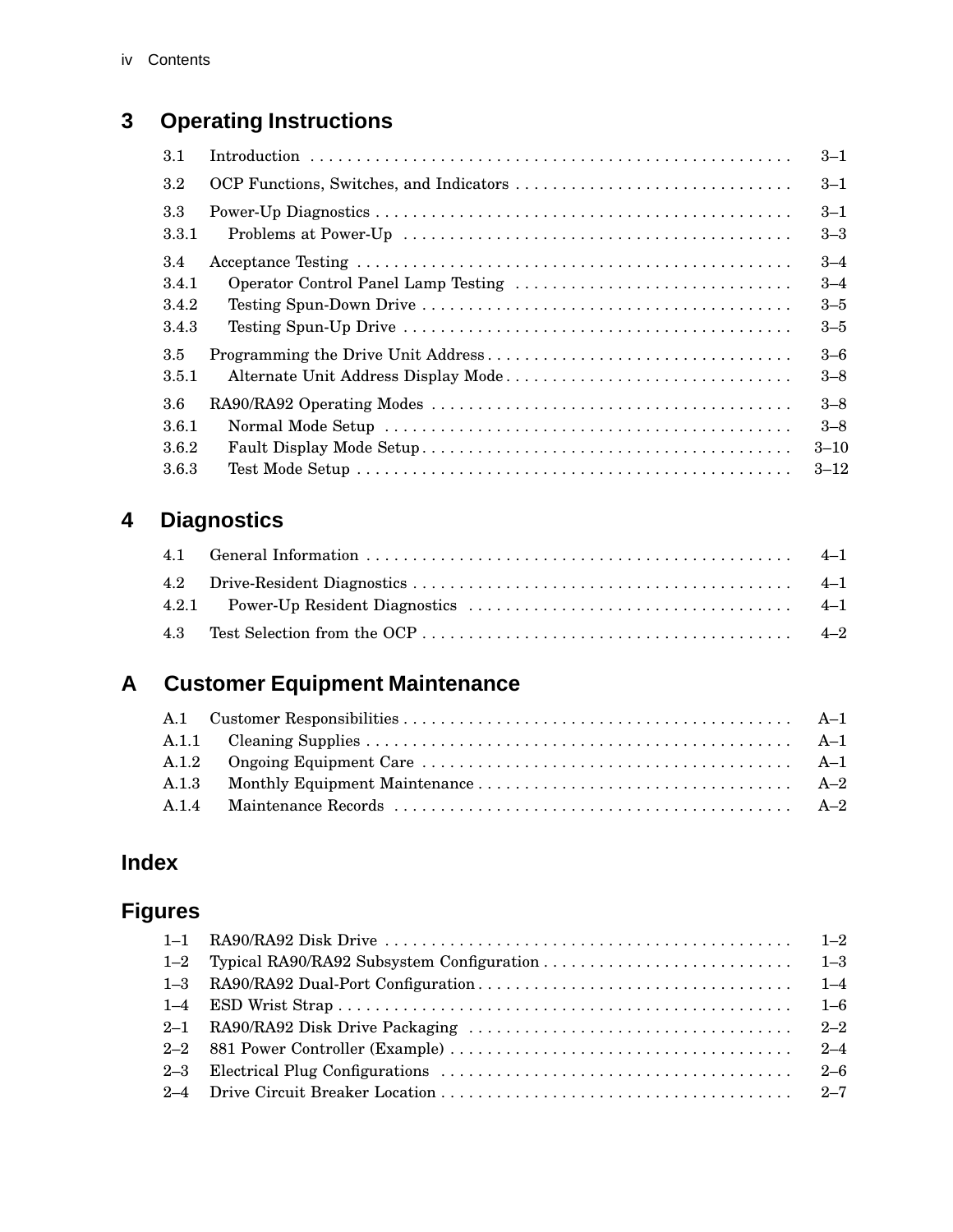## 3 Operating Instructions

| | | |
|---|---|---|
| 3.1 | Introduction | 3–1 |
| 3.2 | OCP Functions, Switches, and Indicators | 3–1 |
| 3.3 | Power-Up Diagnostics | 3–1 |
| 3.3.1 | Problems at Power-Up | 3–3 |
| 3.4 | Acceptance Testing | 3–4 |
| 3.4.1 | Operator Control Panel Lamp Testing | 3–4 |
| 3.4.2 | Testing Spun-Down Drive | 3–5 |
| 3.4.3 | Testing Spun-Up Drive | 3–5 |
| 3.5 | Programming the Drive Unit Address | 3–6 |
| 3.5.1 | Alternate Unit Address Display Mode | 3–8 |
| 3.6 | RA90/RA92 Operating Modes | 3–8 |
| 3.6.1 | Normal Mode Setup | 3–8 |
| 3.6.2 | Fault Display Mode Setup | 3–10 |
| 3.6.3 | Test Mode Setup | 3–12 |

## 4 Diagnostics

| | | |
|---|---|---|
| 4.1 | General Information | 4–1 |
| 4.2 | Drive-Resident Diagnostics | 4–1 |
| 4.2.1 | Power-Up Resident Diagnostics | 4–1 |
| 4.3 | Test Selection from the OCP | 4–2 |

## A Customer Equipment Maintenance

| | | |
|---|---|---|
| A.1 | Customer Responsibilities | A–1 |
| A.1.1 | Cleaning Supplies | A–1 |
| A.1.2 | Ongoing Equipment Care | A–1 |
| A.1.3 | Monthly Equipment Maintenance | A–2 |
| A.1.4 | Maintenance Records | A–2 |

## Index

## Figures

| | | |
|---|---|---|
| 1–1 | RA90/RA92 Disk Drive | 1–2 |
| 1–2 | Typical RA90/RA92 Subsystem Configuration | 1–3 |
| 1–3 | RA90/RA92 Dual-Port Configuration | 1–4 |
| 1–4 | ESD Wrist Strap | 1–6 |
| 2–1 | RA90/RA92 Disk Drive Packaging | 2–2 |
| 2–2 | 881 Power Controller (Example) | 2–4 |
| 2–3 | Electrical Plug Configurations | 2–6 |
| 2–4 | Drive Circuit Breaker Location | 2–7 |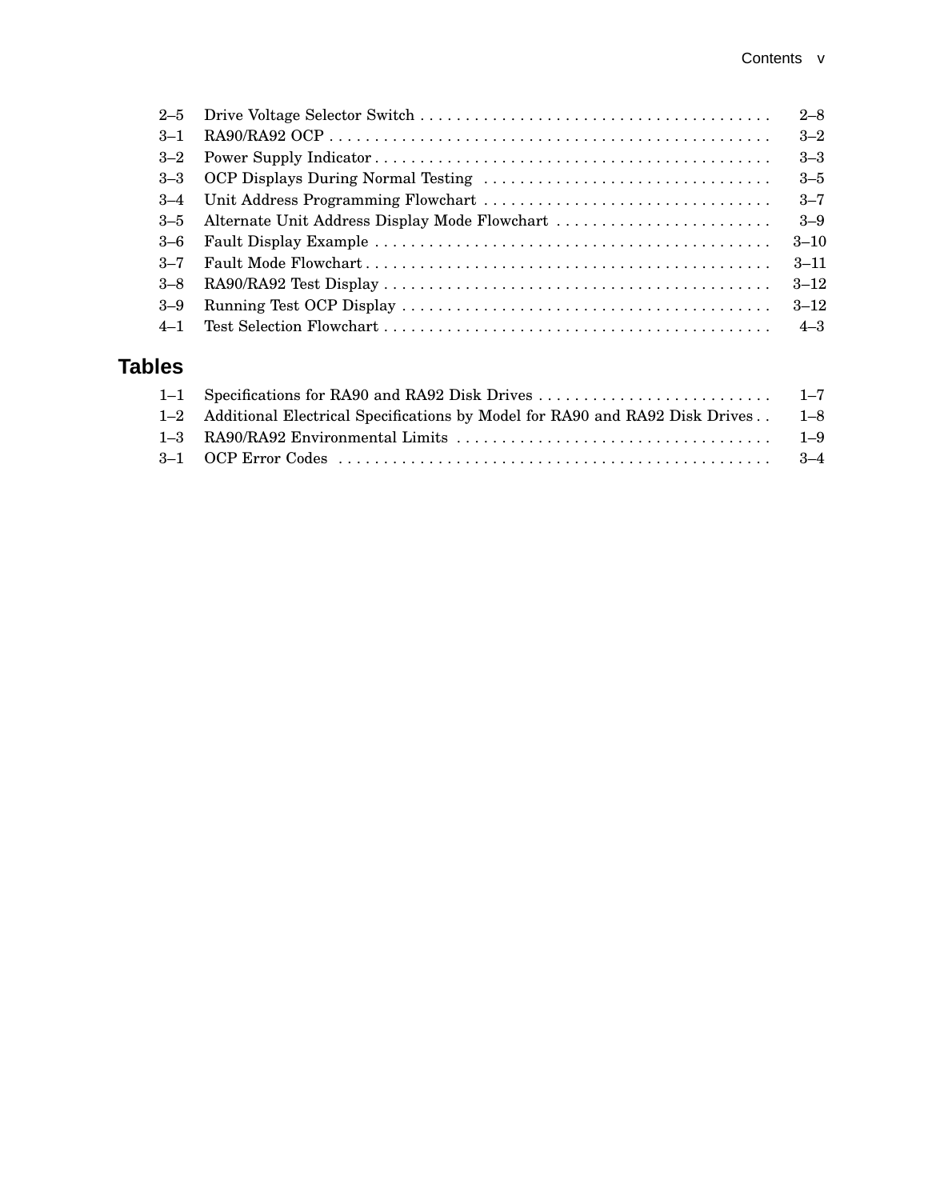| | | |
|---|---|---|
| 2–5 | Drive Voltage Selector Switch | 2–8 |
| 3–1 | RA90/RA92 OCP | 3–2 |
| 3–2 | Power Supply Indicator | 3–3 |
| 3–3 | OCP Displays During Normal Testing | 3–5 |
| 3–4 | Unit Address Programming Flowchart | 3–7 |
| 3–5 | Alternate Unit Address Display Mode Flowchart | 3–9 |
| 3–6 | Fault Display Example | 3–10 |
| 3–7 | Fault Mode Flowchart | 3–11 |
| 3–8 | RA90/RA92 Test Display | 3–12 |
| 3–9 | Running Test OCP Display | 3–12 |
| 4–1 | Test Selection Flowchart | 4–3 |

## Tables

| | | |
|---|---|---|
| 1–1 | Specifications for RA90 and RA92 Disk Drives | 1–7 |
| 1–2 | Additional Electrical Specifications by Model for RA90 and RA92 Disk Drives | 1–8 |
| 1–3 | RA90/RA92 Environmental Limits | 1–9 |
| 3–1 | OCP Error Codes | 3–4 |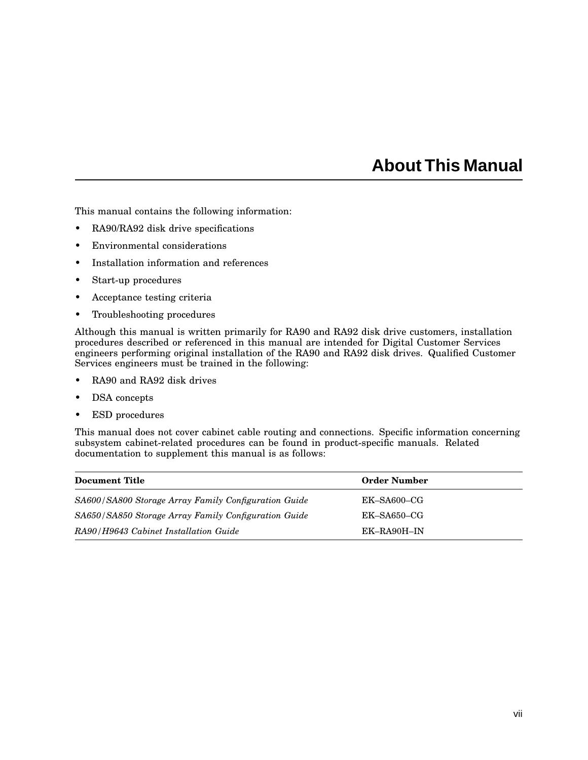# About This Manual

This manual contains the following information:

- RA90/RA92 disk drive specifications
- Environmental considerations
- Installation information and references
- Start-up procedures
- Acceptance testing criteria
- Troubleshooting procedures

Although this manual is written primarily for RA90 and RA92 disk drive customers, installation procedures described or referenced in this manual are intended for Digital Customer Services engineers performing original installation of the RA90 and RA92 disk drives. Qualified Customer Services engineers must be trained in the following:

- RA90 and RA92 disk drives
- DSA concepts
- ESD procedures

This manual does not cover cabinet cable routing and connections. Specific information concerning subsystem cabinet-related procedures can be found in product-specific manuals. Related documentation to supplement this manual is as follows:

| Document Title | Order Number |
|---|---|
| *SA600/SA800 Storage Array Family Configuration Guide* | EK–SA600–CG |
| *SA650/SA850 Storage Array Family Configuration Guide* | EK–SA650–CG |
| *RA90/H9643 Cabinet Installation Guide* | EK–RA90H–IN |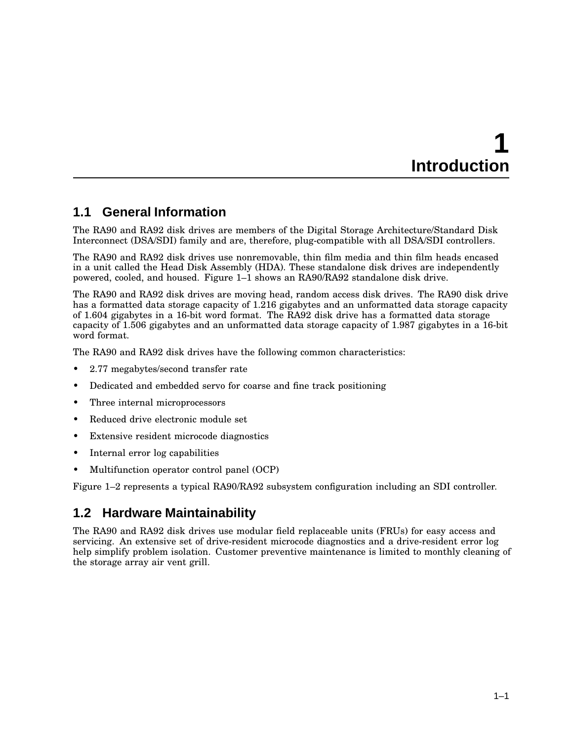# 1 Introduction

## 1.1 General Information

The RA90 and RA92 disk drives are members of the Digital Storage Architecture/Standard Disk Interconnect (DSA/SDI) family and are, therefore, plug-compatible with all DSA/SDI controllers.

The RA90 and RA92 disk drives use nonremovable, thin film media and thin film heads encased in a unit called the Head Disk Assembly (HDA). These standalone disk drives are independently powered, cooled, and housed. Figure 1–1 shows an RA90/RA92 standalone disk drive.

The RA90 and RA92 disk drives are moving head, random access disk drives. The RA90 disk drive has a formatted data storage capacity of 1.216 gigabytes and an unformatted data storage capacity of 1.604 gigabytes in a 16-bit word format. The RA92 disk drive has a formatted data storage capacity of 1.506 gigabytes and an unformatted data storage capacity of 1.987 gigabytes in a 16-bit word format.

The RA90 and RA92 disk drives have the following common characteristics:

- 2.77 megabytes/second transfer rate
- Dedicated and embedded servo for coarse and fine track positioning
- Three internal microprocessors
- Reduced drive electronic module set
- Extensive resident microcode diagnostics
- Internal error log capabilities
- Multifunction operator control panel (OCP)

Figure 1–2 represents a typical RA90/RA92 subsystem configuration including an SDI controller.

## 1.2 Hardware Maintainability

The RA90 and RA92 disk drives use modular field replaceable units (FRUs) for easy access and servicing. An extensive set of drive-resident microcode diagnostics and a drive-resident error log help simplify problem isolation. Customer preventive maintenance is limited to monthly cleaning of the storage array air vent grill.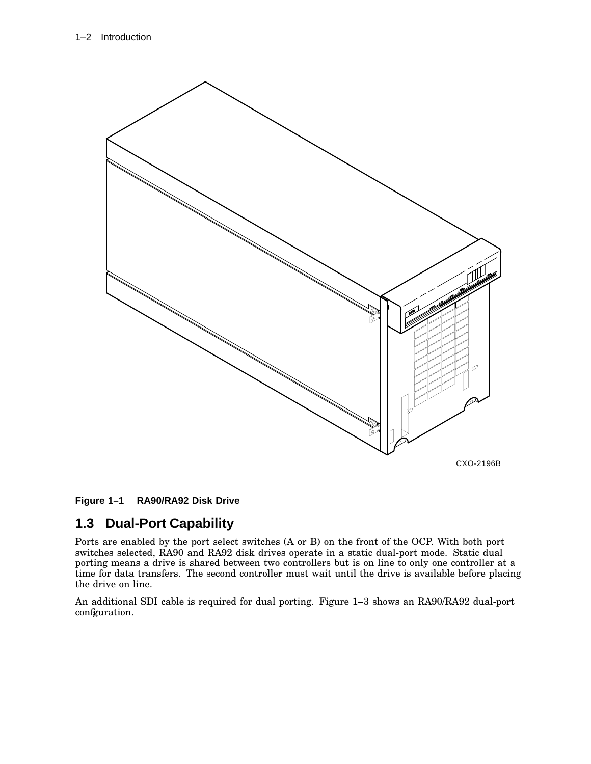CXO-2196B

**Figure 1–1 RA90/RA92 Disk Drive**

## 1.3 Dual-Port Capability

Ports are enabled by the port select switches (A or B) on the front of the OCP. With both port switches selected, RA90 and RA92 disk drives operate in a static dual-port mode. Static dual porting means a drive is shared between two controllers but is on line to only one controller at a time for data transfers. The second controller must wait until the drive is available before placing the drive on line.

An additional SDI cable is required for dual porting. Figure 1–3 shows an RA90/RA92 dual-port configuration.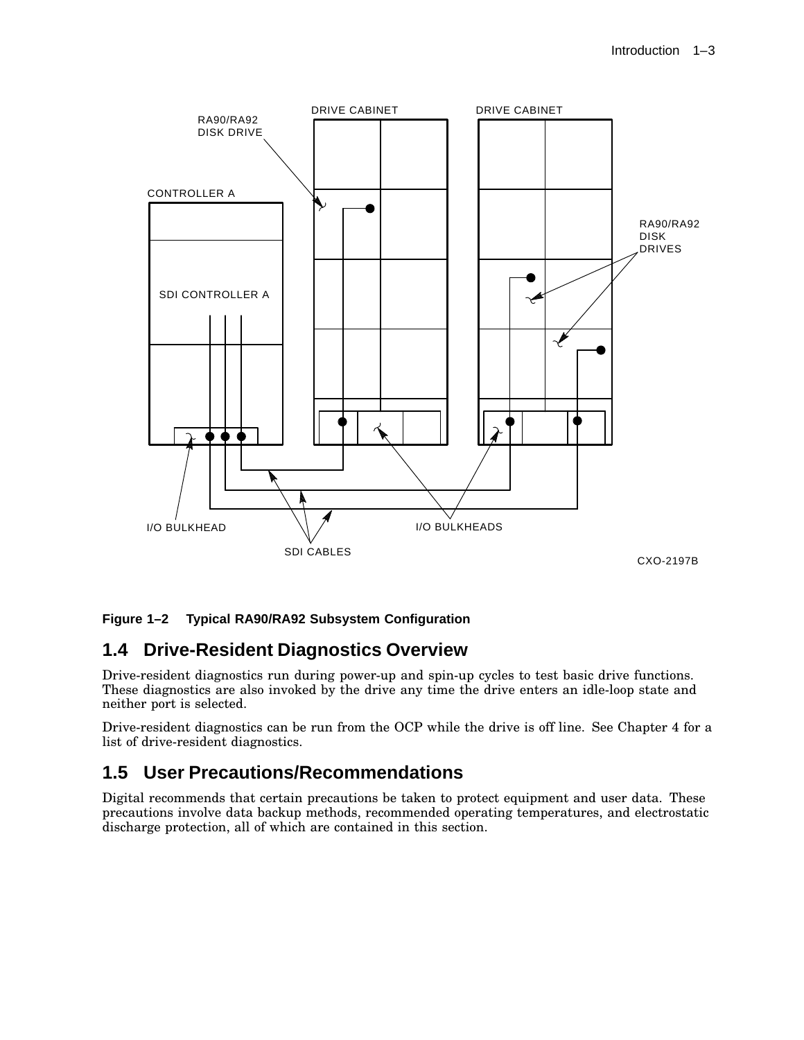**Figure 1–2 Typical RA90/RA92 Subsystem Configuration**

## 1.4 Drive-Resident Diagnostics Overview

Drive-resident diagnostics run during power-up and spin-up cycles to test basic drive functions. These diagnostics are also invoked by the drive any time the drive enters an idle-loop state and neither port is selected.

Drive-resident diagnostics can be run from the OCP while the drive is off line. See Chapter 4 for a list of drive-resident diagnostics.

## 1.5 User Precautions/Recommendations

Digital recommends that certain precautions be taken to protect equipment and user data. These precautions involve data backup methods, recommended operating temperatures, and electrostatic discharge protection, all of which are contained in this section.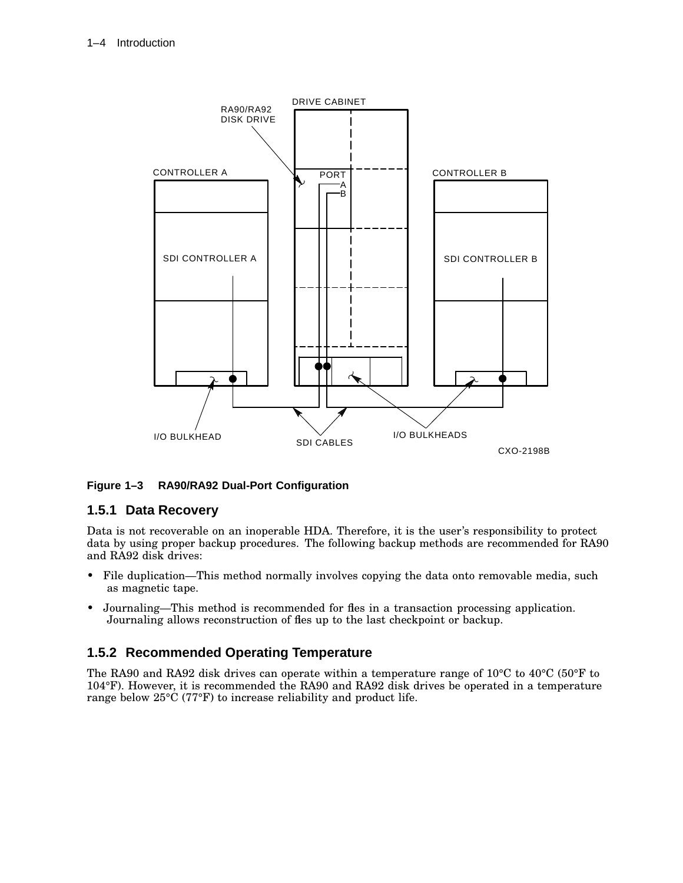**Figure 1–3 RA90/RA92 Dual-Port Configuration**

### 1.5.1 Data Recovery

Data is not recoverable on an inoperable HDA. Therefore, it is the user's responsibility to protect data by using proper backup procedures. The following backup methods are recommended for RA90 and RA92 disk drives:

- File duplication—This method normally involves copying the data onto removable media, such as magnetic tape.
- Journaling—This method is recommended for files in a transaction processing application. Journaling allows reconstruction of files up to the last checkpoint or backup.

### 1.5.2 Recommended Operating Temperature

The RA90 and RA92 disk drives can operate within a temperature range of 10°C to 40°C (50°F to 104°F). However, it is recommended the RA90 and RA92 disk drives be operated in a temperature range below 25°C (77°F) to increase reliability and product life.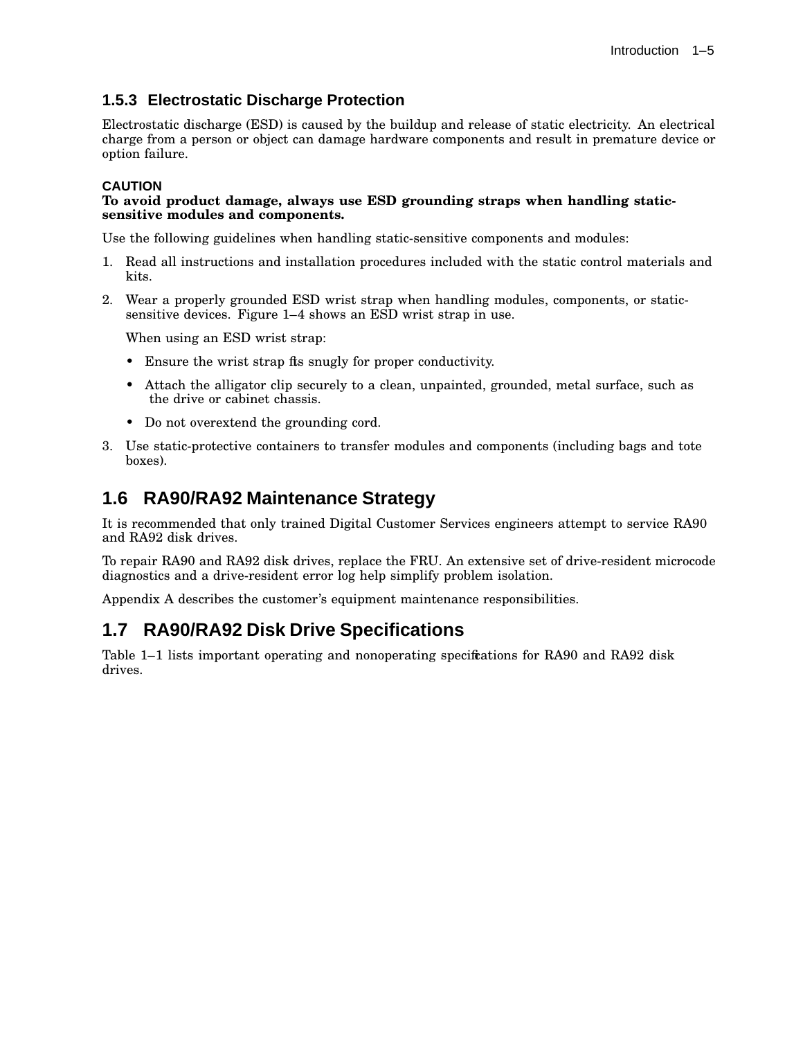### 1.5.3 Electrostatic Discharge Protection

Electrostatic discharge (ESD) is caused by the buildup and release of static electricity. An electrical charge from a person or object can damage hardware components and result in premature device or option failure.

**CAUTION**
**To avoid product damage, always use ESD grounding straps when handling static-sensitive modules and components.**

Use the following guidelines when handling static-sensitive components and modules:

1. Read all instructions and installation procedures included with the static control materials and kits.
2. Wear a properly grounded ESD wrist strap when handling modules, components, or static-sensitive devices. Figure 1–4 shows an ESD wrist strap in use.

   When using an ESD wrist strap:

   - Ensure the wrist strap fits snugly for proper conductivity.
   - Attach the alligator clip securely to a clean, unpainted, grounded, metal surface, such as the drive or cabinet chassis.
   - Do not overextend the grounding cord.
3. Use static-protective containers to transfer modules and components (including bags and tote boxes).

## 1.6 RA90/RA92 Maintenance Strategy

It is recommended that only trained Digital Customer Services engineers attempt to service RA90 and RA92 disk drives.

To repair RA90 and RA92 disk drives, replace the FRU. An extensive set of drive-resident microcode diagnostics and a drive-resident error log help simplify problem isolation.

Appendix A describes the customer's equipment maintenance responsibilities.

## 1.7 RA90/RA92 Disk Drive Specifications

Table 1–1 lists important operating and nonoperating specifications for RA90 and RA92 disk drives.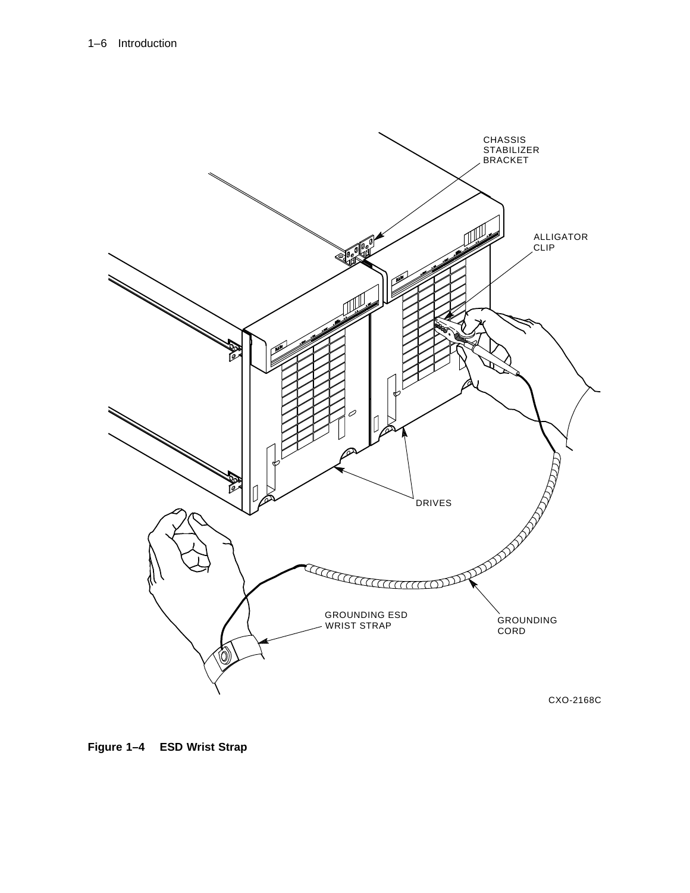Figure 1–4 ESD Wrist Strap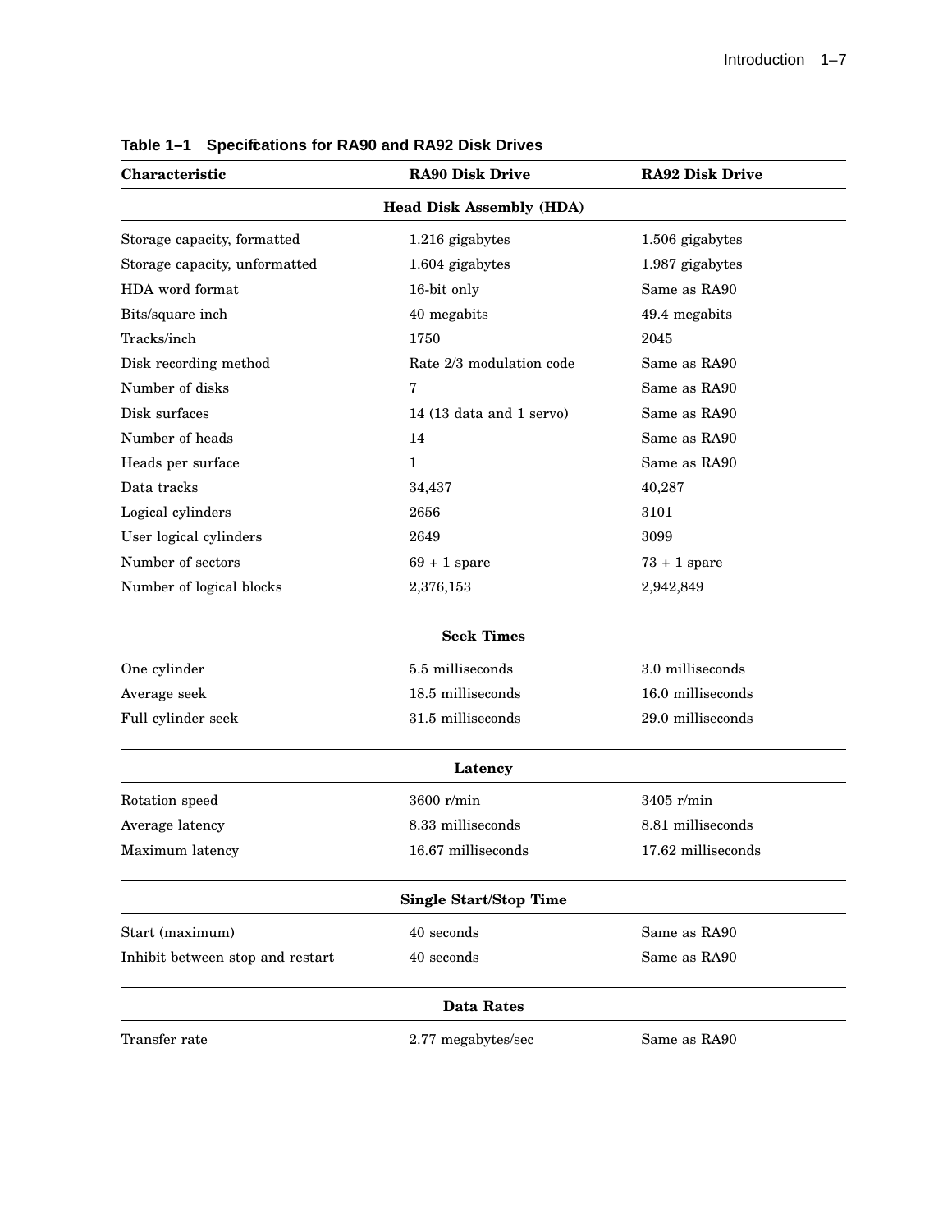**Table 1–1 Specifications for RA90 and RA92 Disk Drives**

| Characteristic | RA90 Disk Drive | RA92 Disk Drive |
|---|---|---|
| **Head Disk Assembly (HDA)** | | |
| Storage capacity, formatted | 1.216 gigabytes | 1.506 gigabytes |
| Storage capacity, unformatted | 1.604 gigabytes | 1.987 gigabytes |
| HDA word format | 16-bit only | Same as RA90 |
| Bits/square inch | 40 megabits | 49.4 megabits |
| Tracks/inch | 1750 | 2045 |
| Disk recording method | Rate 2/3 modulation code | Same as RA90 |
| Number of disks | 7 | Same as RA90 |
| Disk surfaces | 14 (13 data and 1 servo) | Same as RA90 |
| Number of heads | 14 | Same as RA90 |
| Heads per surface | 1 | Same as RA90 |
| Data tracks | 34,437 | 40,287 |
| Logical cylinders | 2656 | 3101 |
| User logical cylinders | 2649 | 3099 |
| Number of sectors | 69 + 1 spare | 73 + 1 spare |
| Number of logical blocks | 2,376,153 | 2,942,849 |
| **Seek Times** | | |
| One cylinder | 5.5 milliseconds | 3.0 milliseconds |
| Average seek | 18.5 milliseconds | 16.0 milliseconds |
| Full cylinder seek | 31.5 milliseconds | 29.0 milliseconds |
| **Latency** | | |
| Rotation speed | 3600 r/min | 3405 r/min |
| Average latency | 8.33 milliseconds | 8.81 milliseconds |
| Maximum latency | 16.67 milliseconds | 17.62 milliseconds |
| **Single Start/Stop Time** | | |
| Start (maximum) | 40 seconds | Same as RA90 |
| Inhibit between stop and restart | 40 seconds | Same as RA90 |
| **Data Rates** | | |
| Transfer rate | 2.77 megabytes/sec | Same as RA90 |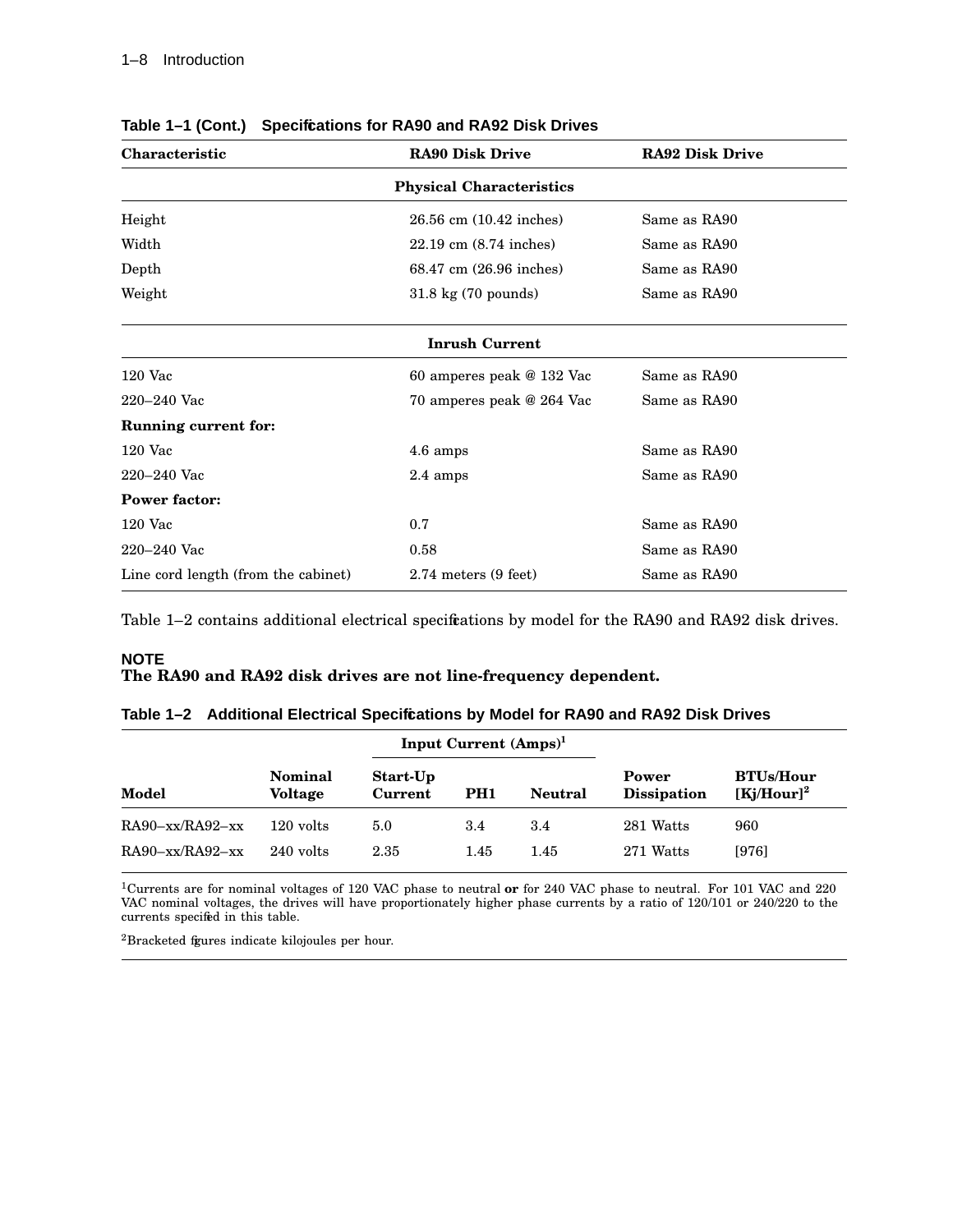**Table 1–1 (Cont.) Specifications for RA90 and RA92 Disk Drives**

| Characteristic | RA90 Disk Drive | RA92 Disk Drive |
|---|---|---|
| | **Physical Characteristics** | |
| Height | 26.56 cm (10.42 inches) | Same as RA90 |
| Width | 22.19 cm (8.74 inches) | Same as RA90 |
| Depth | 68.47 cm (26.96 inches) | Same as RA90 |
| Weight | 31.8 kg (70 pounds) | Same as RA90 |
| | **Inrush Current** | |
| 120 Vac | 60 amperes peak @ 132 Vac | Same as RA90 |
| 220–240 Vac | 70 amperes peak @ 264 Vac | Same as RA90 |
| **Running current for:** | | |
| 120 Vac | 4.6 amps | Same as RA90 |
| 220–240 Vac | 2.4 amps | Same as RA90 |
| **Power factor:** | | |
| 120 Vac | 0.7 | Same as RA90 |
| 220–240 Vac | 0.58 | Same as RA90 |
| Line cord length (from the cabinet) | 2.74 meters (9 feet) | Same as RA90 |

Table 1–2 contains additional electrical specifications by model for the RA90 and RA92 disk drives.

**NOTE**

**The RA90 and RA92 disk drives are not line-frequency dependent.**

**Table 1–2 Additional Electrical Specifications by Model for RA90 and RA92 Disk Drives**

| | | Input Current (Amps)[1] | | | | |
|---|---|---|---|---|---|---|
| **Model** | **Nominal Voltage** | **Start-Up Current** | **PH1** | **Neutral** | **Power Dissipation** | **BTUs/Hour [Kj/Hour]**[2] |
| RA90–xx/RA92–xx | 120 volts | 5.0 | 3.4 | 3.4 | 281 Watts | 960 |
| RA90–xx/RA92–xx | 240 volts | 2.35 | 1.45 | 1.45 | 271 Watts | [976] |

[1]Currents are for nominal voltages of 120 VAC phase to neutral **or** for 240 VAC phase to neutral. For 101 VAC and 220 VAC nominal voltages, the drives will have proportionately higher phase currents by a ratio of 120/101 or 240/220 to the currents specified in this table.

[2]Bracketed figures indicate kilojoules per hour.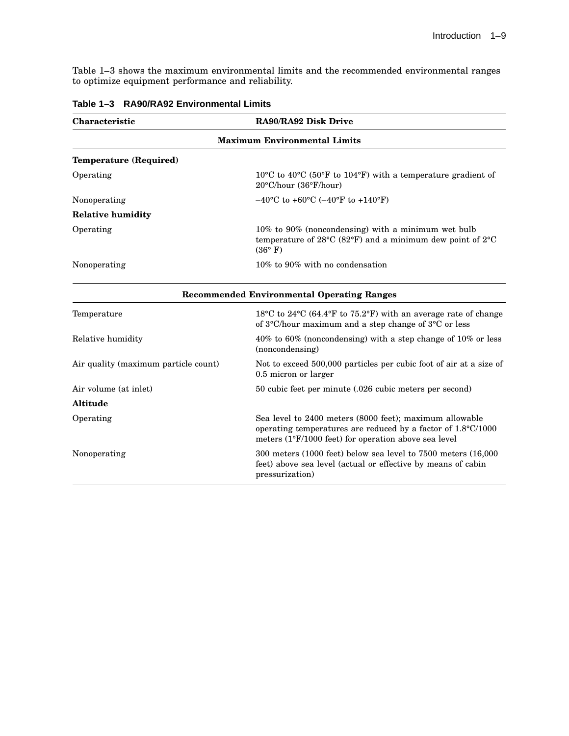Table 1–3 shows the maximum environmental limits and the recommended environmental ranges to optimize equipment performance and reliability.

**Table 1–3 RA90/RA92 Environmental Limits**

| Characteristic | RA90/RA92 Disk Drive |
|---|---|
| **Maximum Environmental Limits** | |
| **Temperature (Required)** | |
| Operating | 10°C to 40°C (50°F to 104°F) with a temperature gradient of 20°C/hour (36°F/hour) |
| Nonoperating | –40°C to +60°C (–40°F to +140°F) |
| **Relative humidity** | |
| Operating | 10% to 90% (noncondensing) with a minimum wet bulb temperature of 28°C (82°F) and a minimum dew point of 2°C (36° F) |
| Nonoperating | 10% to 90% with no condensation |
| **Recommended Environmental Operating Ranges** | |
| Temperature | 18°C to 24°C (64.4°F to 75.2°F) with an average rate of change of 3°C/hour maximum and a step change of 3°C or less |
| Relative humidity | 40% to 60% (noncondensing) with a step change of 10% or less (noncondensing) |
| Air quality (maximum particle count) | Not to exceed 500,000 particles per cubic foot of air at a size of 0.5 micron or larger |
| Air volume (at inlet) | 50 cubic feet per minute (.026 cubic meters per second) |
| **Altitude** | |
| Operating | Sea level to 2400 meters (8000 feet); maximum allowable operating temperatures are reduced by a factor of 1.8°C/1000 meters (1°F/1000 feet) for operation above sea level |
| Nonoperating | 300 meters (1000 feet) below sea level to 7500 meters (16,000 feet) above sea level (actual or effective by means of cabin pressurization) |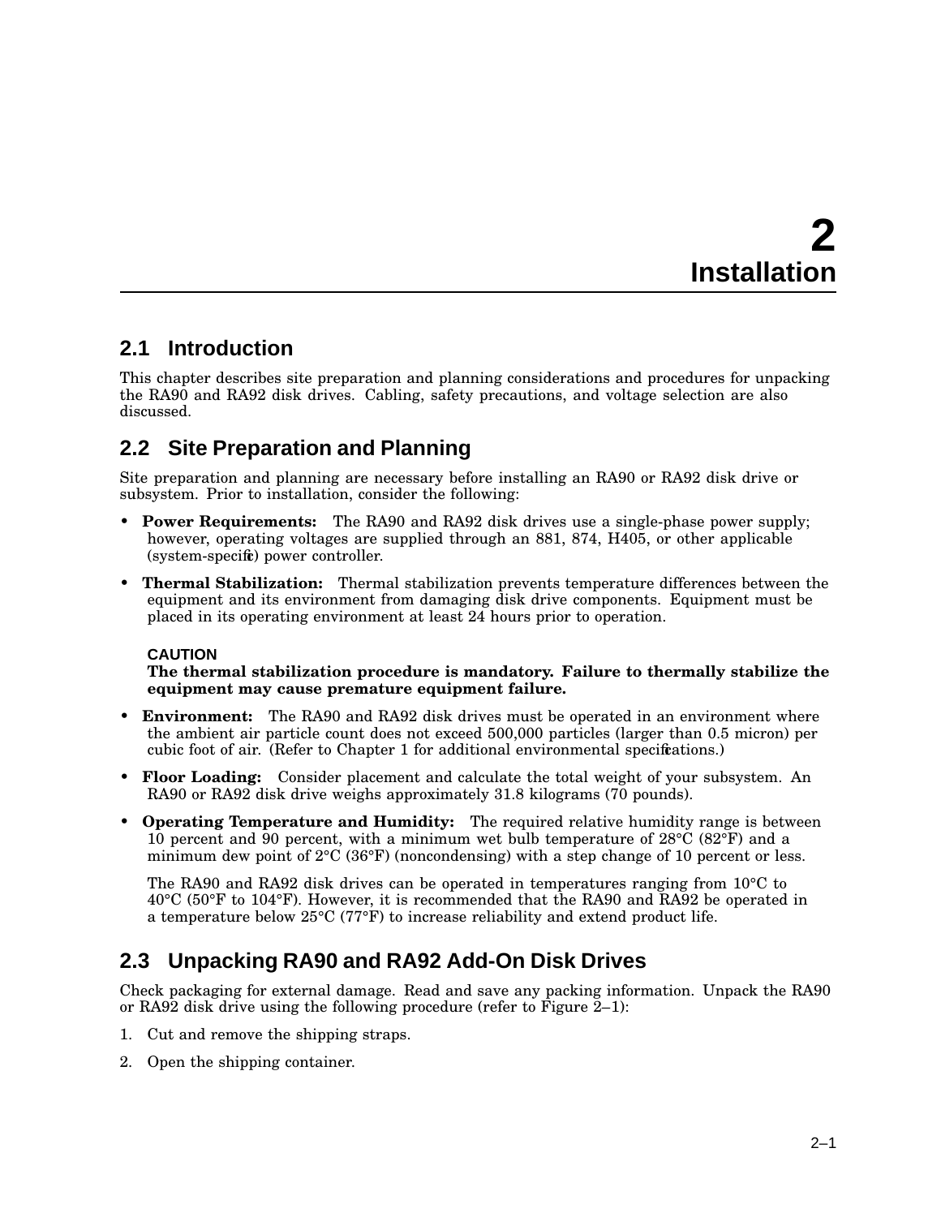# 2 Installation

## 2.1 Introduction

This chapter describes site preparation and planning considerations and procedures for unpacking the RA90 and RA92 disk drives. Cabling, safety precautions, and voltage selection are also discussed.

## 2.2 Site Preparation and Planning

Site preparation and planning are necessary before installing an RA90 or RA92 disk drive or subsystem. Prior to installation, consider the following:

- **Power Requirements:** The RA90 and RA92 disk drives use a single-phase power supply; however, operating voltages are supplied through an 881, 874, H405, or other applicable (system-specific) power controller.
- **Thermal Stabilization:** Thermal stabilization prevents temperature differences between the equipment and its environment from damaging disk drive components. Equipment must be placed in its operating environment at least 24 hours prior to operation.

  **CAUTION**
  **The thermal stabilization procedure is mandatory. Failure to thermally stabilize the equipment may cause premature equipment failure.**

- **Environment:** The RA90 and RA92 disk drives must be operated in an environment where the ambient air particle count does not exceed 500,000 particles (larger than 0.5 micron) per cubic foot of air. (Refer to Chapter 1 for additional environmental specifications.)
- **Floor Loading:** Consider placement and calculate the total weight of your subsystem. An RA90 or RA92 disk drive weighs approximately 31.8 kilograms (70 pounds).
- **Operating Temperature and Humidity:** The required relative humidity range is between 10 percent and 90 percent, with a minimum wet bulb temperature of 28°C (82°F) and a minimum dew point of 2°C (36°F) (noncondensing) with a step change of 10 percent or less.

  The RA90 and RA92 disk drives can be operated in temperatures ranging from 10°C to 40°C (50°F to 104°F). However, it is recommended that the RA90 and RA92 be operated in a temperature below 25°C (77°F) to increase reliability and extend product life.

## 2.3 Unpacking RA90 and RA92 Add-On Disk Drives

Check packaging for external damage. Read and save any packing information. Unpack the RA90 or RA92 disk drive using the following procedure (refer to Figure 2–1):

1. Cut and remove the shipping straps.
2. Open the shipping container.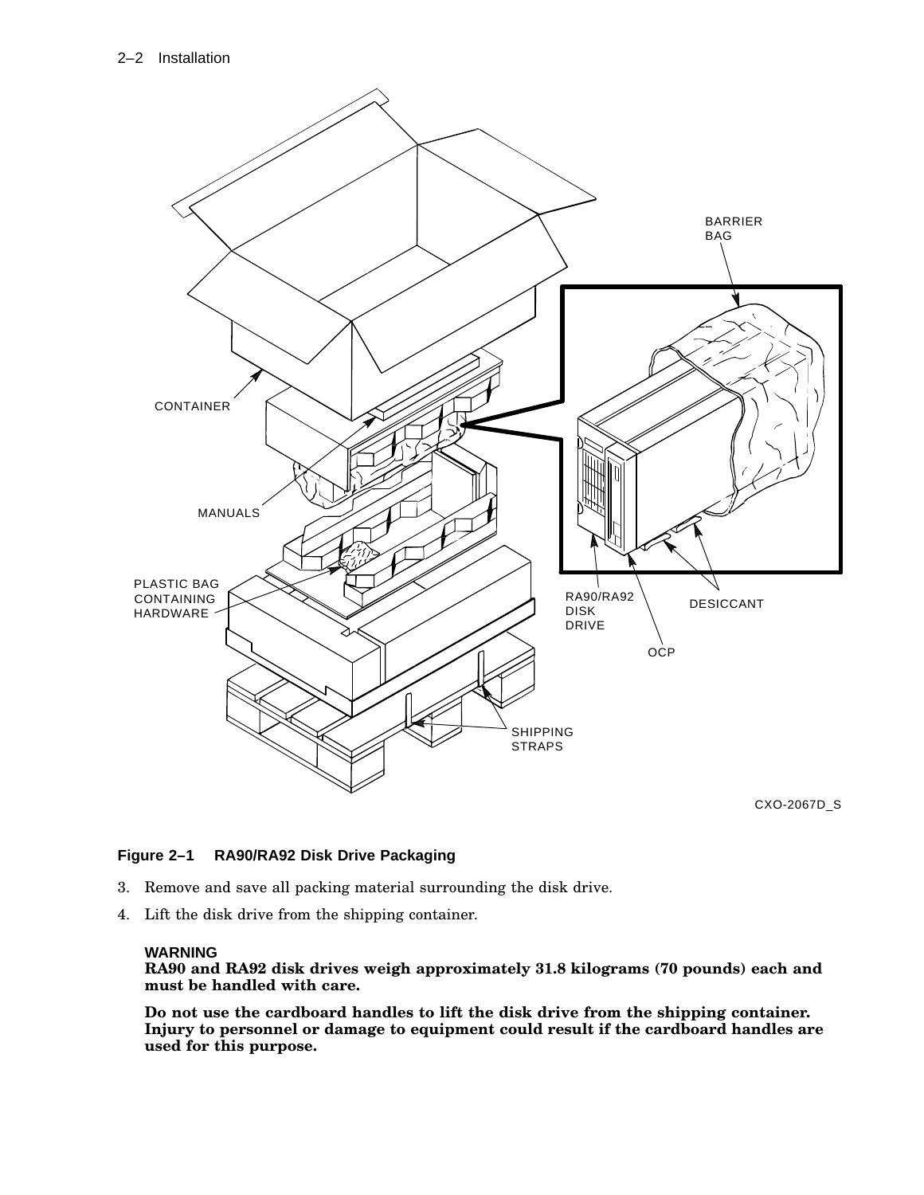**Figure 2–1 RA90/RA92 Disk Drive Packaging**

3. Remove and save all packing material surrounding the disk drive.
4. Lift the disk drive from the shipping container.

**WARNING**

**RA90 and RA92 disk drives weigh approximately 31.8 kilograms (70 pounds) each and must be handled with care.**

**Do not use the cardboard handles to lift the disk drive from the shipping container. Injury to personnel or damage to equipment could result if the cardboard handles are used for this purpose.**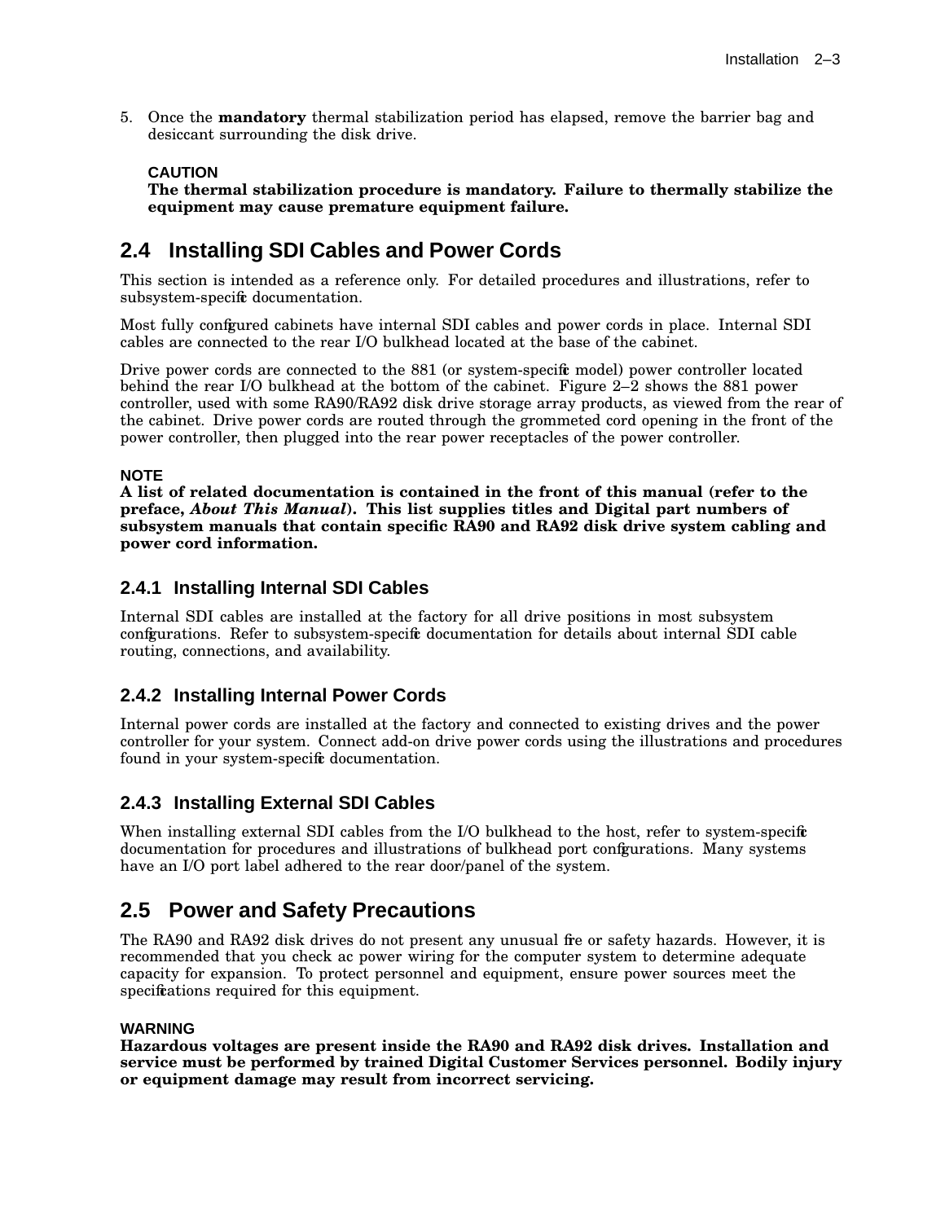5. Once the **mandatory** thermal stabilization period has elapsed, remove the barrier bag and desiccant surrounding the disk drive.

**CAUTION**
**The thermal stabilization procedure is mandatory. Failure to thermally stabilize the equipment may cause premature equipment failure.**

## 2.4 Installing SDI Cables and Power Cords

This section is intended as a reference only. For detailed procedures and illustrations, refer to subsystem-specific documentation.

Most fully configured cabinets have internal SDI cables and power cords in place. Internal SDI cables are connected to the rear I/O bulkhead located at the base of the cabinet.

Drive power cords are connected to the 881 (or system-specific model) power controller located behind the rear I/O bulkhead at the bottom of the cabinet. Figure 2–2 shows the 881 power controller, used with some RA90/RA92 disk drive storage array products, as viewed from the rear of the cabinet. Drive power cords are routed through the grommeted cord opening in the front of the power controller, then plugged into the rear power receptacles of the power controller.

**NOTE**
**A list of related documentation is contained in the front of this manual (refer to the preface, *About This Manual*). This list supplies titles and Digital part numbers of subsystem manuals that contain specific RA90 and RA92 disk drive system cabling and power cord information.**

### 2.4.1 Installing Internal SDI Cables

Internal SDI cables are installed at the factory for all drive positions in most subsystem configurations. Refer to subsystem-specific documentation for details about internal SDI cable routing, connections, and availability.

### 2.4.2 Installing Internal Power Cords

Internal power cords are installed at the factory and connected to existing drives and the power controller for your system. Connect add-on drive power cords using the illustrations and procedures found in your system-specific documentation.

### 2.4.3 Installing External SDI Cables

When installing external SDI cables from the I/O bulkhead to the host, refer to system-specific documentation for procedures and illustrations of bulkhead port configurations. Many systems have an I/O port label adhered to the rear door/panel of the system.

## 2.5 Power and Safety Precautions

The RA90 and RA92 disk drives do not present any unusual fire or safety hazards. However, it is recommended that you check ac power wiring for the computer system to determine adequate capacity for expansion. To protect personnel and equipment, ensure power sources meet the specifications required for this equipment.

**WARNING**
**Hazardous voltages are present inside the RA90 and RA92 disk drives. Installation and service must be performed by trained Digital Customer Services personnel. Bodily injury or equipment damage may result from incorrect servicing.**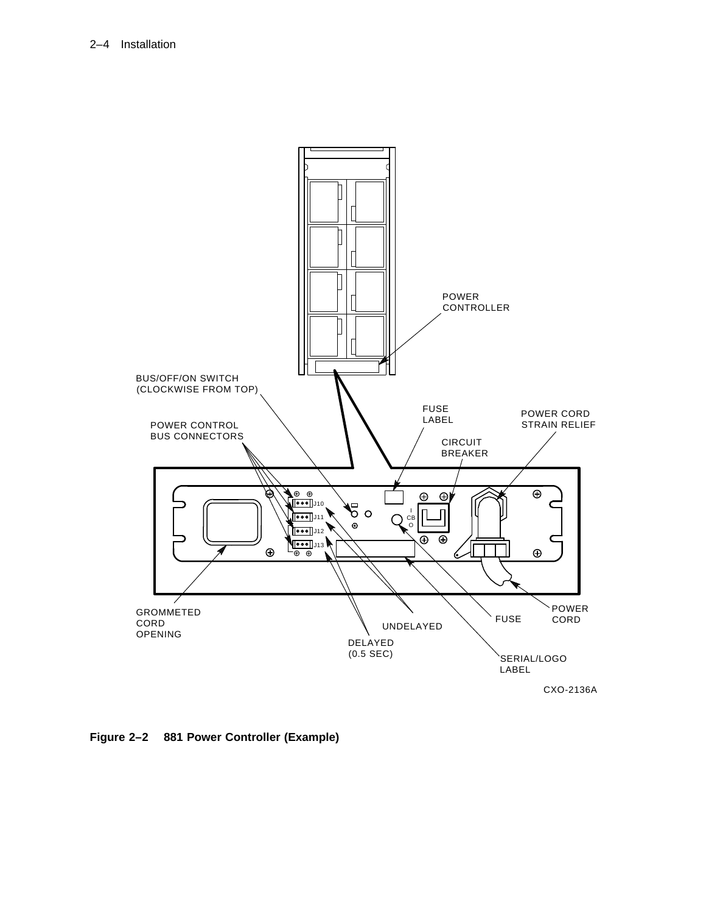POWER CONTROLLER

BUS/OFF/ON SWITCH (CLOCKWISE FROM TOP)

POWER CONTROL BUS CONNECTORS

FUSE LABEL

POWER CORD STRAIN RELIEF

CIRCUIT BREAKER

J10

J11

J12

J13

CB

GROMMETED CORD OPENING

UNDELAYED

DELAYED (0.5 SEC)

FUSE

POWER CORD

SERIAL/LOGO LABEL

CXO-2136A

**Figure 2–2 881 Power Controller (Example)**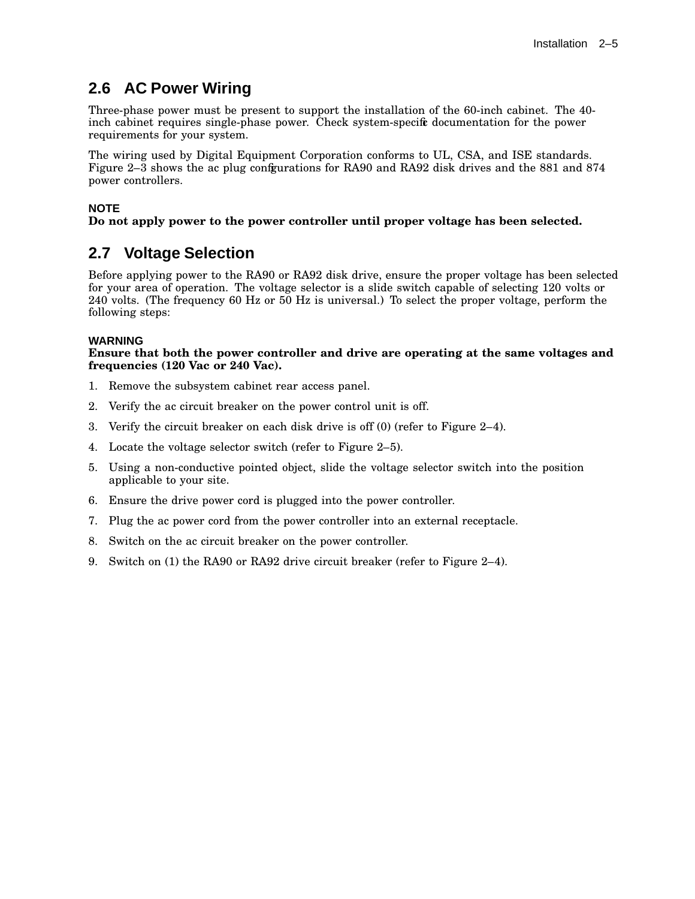## 2.6 AC Power Wiring

Three-phase power must be present to support the installation of the 60-inch cabinet. The 40-inch cabinet requires single-phase power. Check system-specific documentation for the power requirements for your system.

The wiring used by Digital Equipment Corporation conforms to UL, CSA, and ISE standards. Figure 2–3 shows the ac plug configurations for RA90 and RA92 disk drives and the 881 and 874 power controllers.

**NOTE**
**Do not apply power to the power controller until proper voltage has been selected.**

## 2.7 Voltage Selection

Before applying power to the RA90 or RA92 disk drive, ensure the proper voltage has been selected for your area of operation. The voltage selector is a slide switch capable of selecting 120 volts or 240 volts. (The frequency 60 Hz or 50 Hz is universal.) To select the proper voltage, perform the following steps:

**WARNING**
**Ensure that both the power controller and drive are operating at the same voltages and frequencies (120 Vac or 240 Vac).**

1. Remove the subsystem cabinet rear access panel.
2. Verify the ac circuit breaker on the power control unit is off.
3. Verify the circuit breaker on each disk drive is off (0) (refer to Figure 2–4).
4. Locate the voltage selector switch (refer to Figure 2–5).
5. Using a non-conductive pointed object, slide the voltage selector switch into the position applicable to your site.
6. Ensure the drive power cord is plugged into the power controller.
7. Plug the ac power cord from the power controller into an external receptacle.
8. Switch on the ac circuit breaker on the power controller.
9. Switch on (1) the RA90 or RA92 drive circuit breaker (refer to Figure 2–4).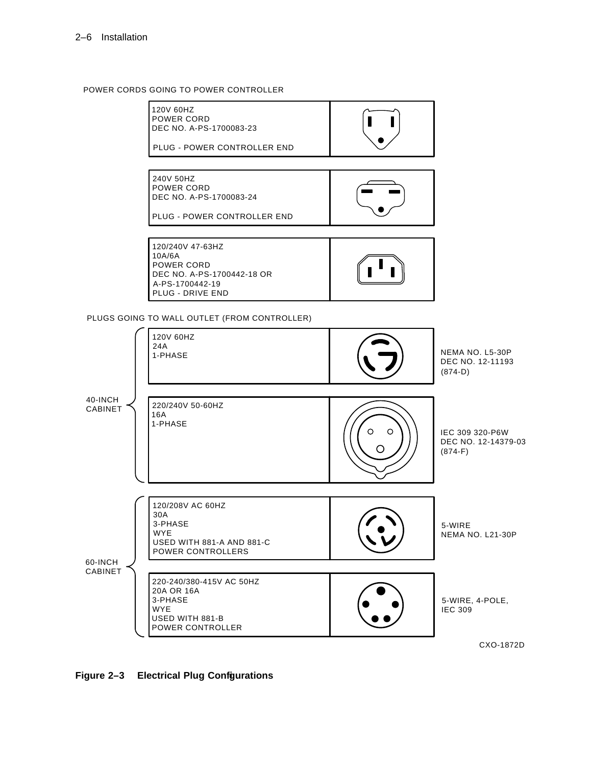POWER CORDS GOING TO POWER CONTROLLER

| Description | Plug |
|---|---|
| 120V 60HZ POWER CORD DEC NO. A-PS-1700083-23 PLUG - POWER CONTROLLER END | |
| 240V 50HZ POWER CORD DEC NO. A-PS-1700083-24 PLUG - POWER CONTROLLER END | |
| 120/240V 47-63HZ 10A/6A POWER CORD DEC NO. A-PS-1700442-18 OR A-PS-1700442-19 PLUG - DRIVE END | |

PLUGS GOING TO WALL OUTLET (FROM CONTROLLER)

| Cabinet | Description | Plug | Type |
|---|---|---|---|
| 40-INCH CABINET | 120V 60HZ 24A 1-PHASE | | NEMA NO. L5-30P DEC NO. 12-11193 (874-D) |
| | 220/240V 50-60HZ 16A 1-PHASE | | IEC 309 320-P6W DEC NO. 12-14379-03 (874-F) |
| 60-INCH CABINET | 120/208V AC 60HZ 30A 3-PHASE WYE USED WITH 881-A AND 881-C POWER CONTROLLERS | | 5-WIRE NEMA NO. L21-30P |
| | 220-240/380-415V AC 50HZ 20A OR 16A 3-PHASE WYE USED WITH 881-B POWER CONTROLLER | | 5-WIRE, 4-POLE, IEC 309 |

CXO-1872D

**Figure 2–3 Electrical Plug Configurations**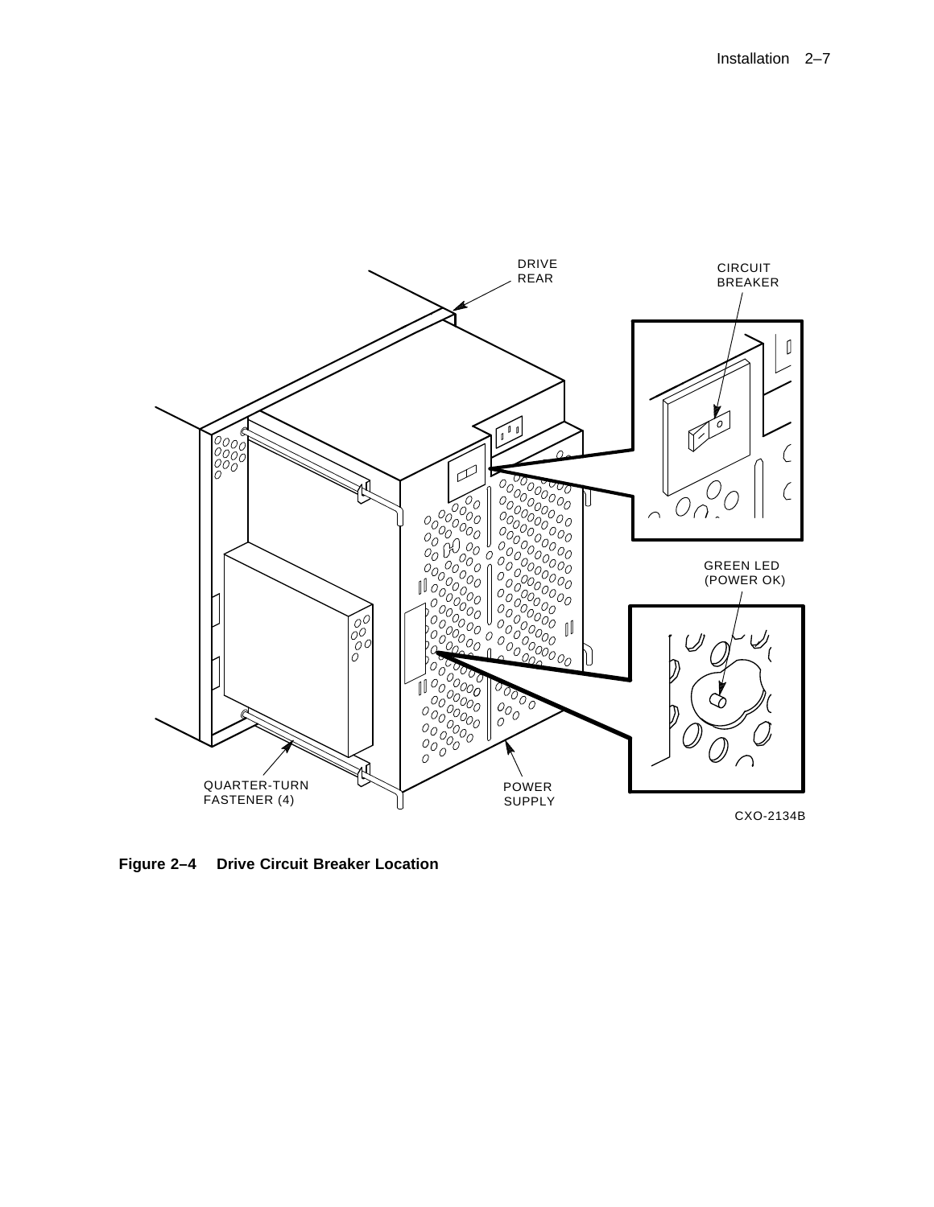DRIVE REAR

CIRCUIT BREAKER

GREEN LED (POWER OK)

QUARTER-TURN FASTENER (4)

POWER SUPPLY

CXO-2134B

**Figure 2–4 Drive Circuit Breaker Location**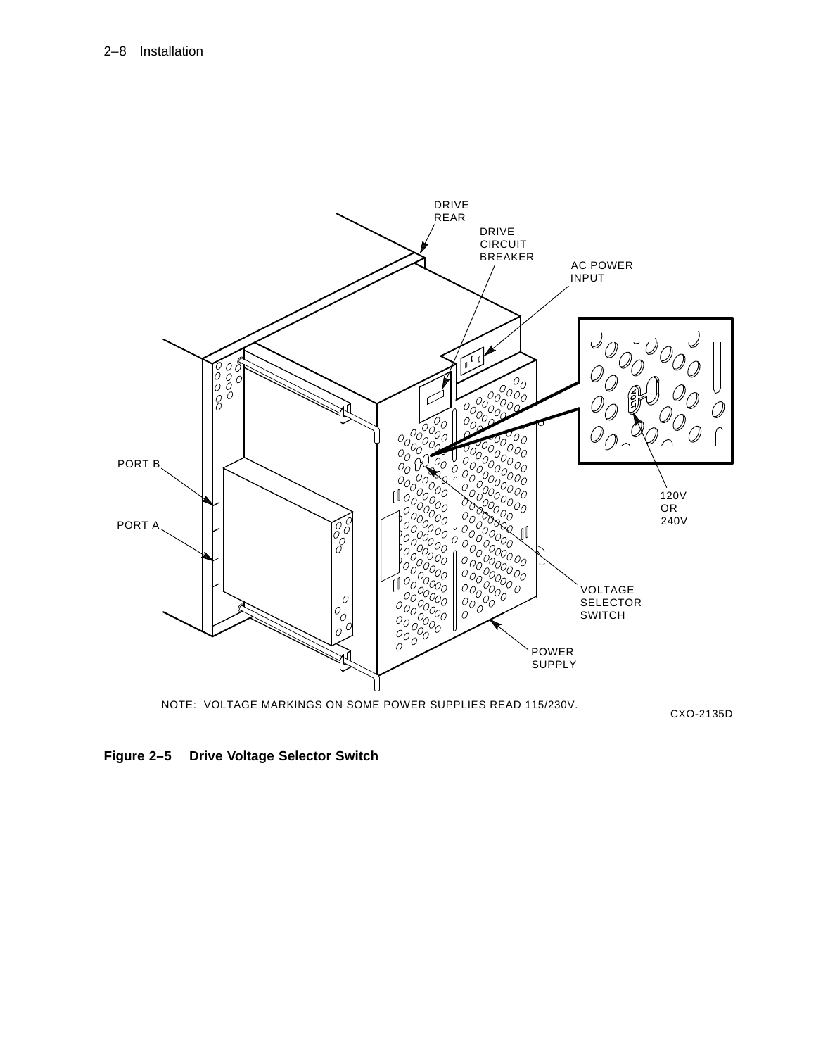DRIVE REAR

DRIVE CIRCUIT BREAKER

AC POWER INPUT

PORT B

PORT A

120V OR 240V

VOLTAGE SELECTOR SWITCH

POWER SUPPLY

NOTE: VOLTAGE MARKINGS ON SOME POWER SUPPLIES READ 115/230V.

CXO-2135D

**Figure 2–5 Drive Voltage Selector Switch**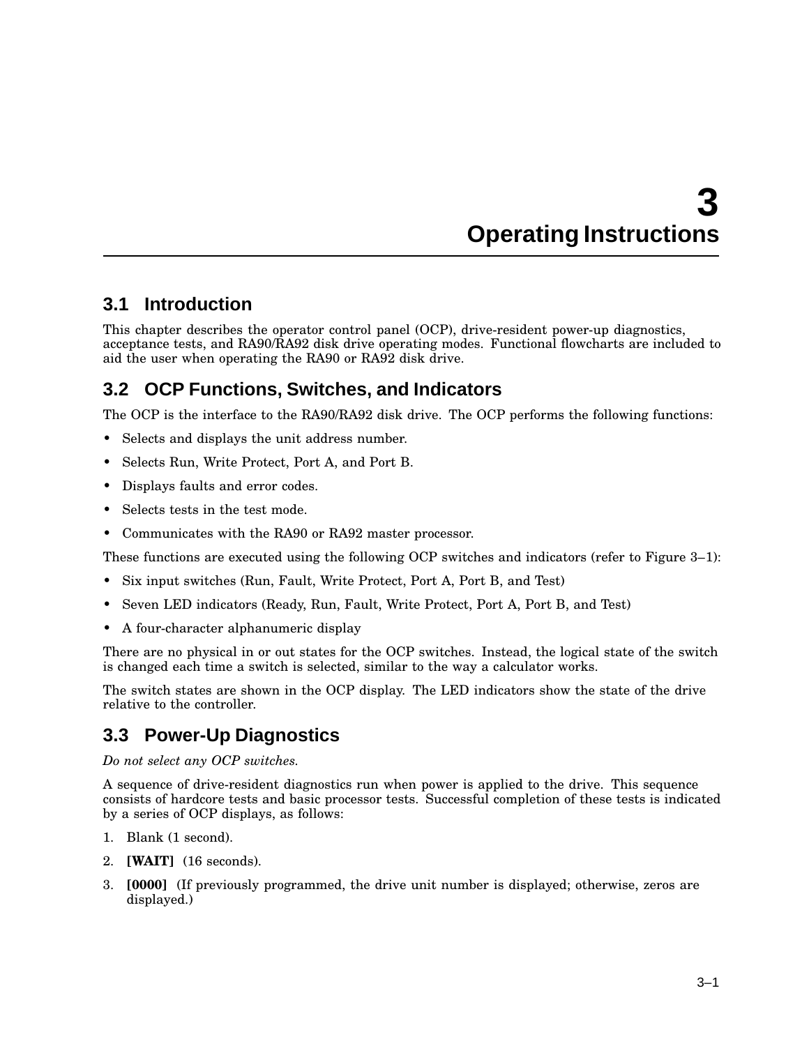# 3 Operating Instructions

## 3.1 Introduction

This chapter describes the operator control panel (OCP), drive-resident power-up diagnostics, acceptance tests, and RA90/RA92 disk drive operating modes. Functional flowcharts are included to aid the user when operating the RA90 or RA92 disk drive.

## 3.2 OCP Functions, Switches, and Indicators

The OCP is the interface to the RA90/RA92 disk drive. The OCP performs the following functions:

- Selects and displays the unit address number.
- Selects Run, Write Protect, Port A, and Port B.
- Displays faults and error codes.
- Selects tests in the test mode.
- Communicates with the RA90 or RA92 master processor.

These functions are executed using the following OCP switches and indicators (refer to Figure 3–1):

- Six input switches (Run, Fault, Write Protect, Port A, Port B, and Test)
- Seven LED indicators (Ready, Run, Fault, Write Protect, Port A, Port B, and Test)
- A four-character alphanumeric display

There are no physical in or out states for the OCP switches. Instead, the logical state of the switch is changed each time a switch is selected, similar to the way a calculator works.

The switch states are shown in the OCP display. The LED indicators show the state of the drive relative to the controller.

## 3.3 Power-Up Diagnostics

*Do not select any OCP switches.*

A sequence of drive-resident diagnostics run when power is applied to the drive. This sequence consists of hardcore tests and basic processor tests. Successful completion of these tests is indicated by a series of OCP displays, as follows:

1. Blank (1 second).
2. **[WAIT]** (16 seconds).
3. **[0000]** (If previously programmed, the drive unit number is displayed; otherwise, zeros are displayed.)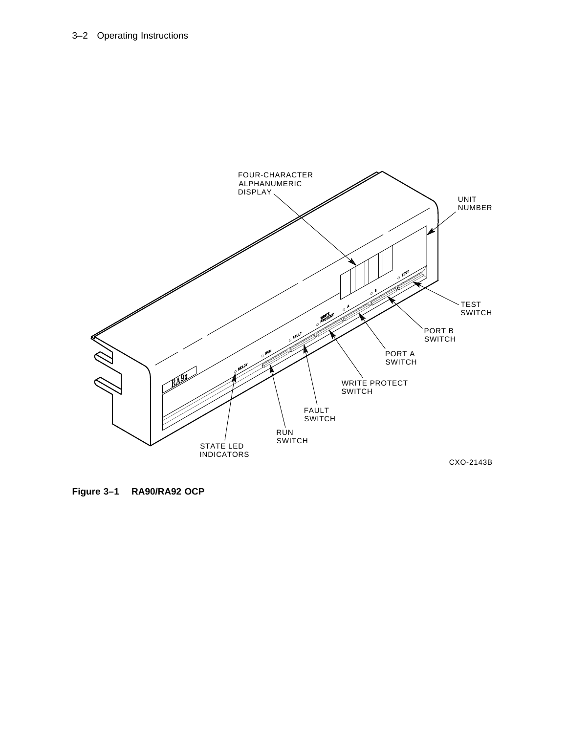FOUR-CHARACTER ALPHANUMERIC DISPLAY

UNIT NUMBER

TEST SWITCH

PORT B SWITCH

PORT A SWITCH

WRITE PROTECT SWITCH

FAULT SWITCH

RUN SWITCH

STATE LED INDICATORS

CXO-2143B

**Figure 3–1 RA90/RA92 OCP**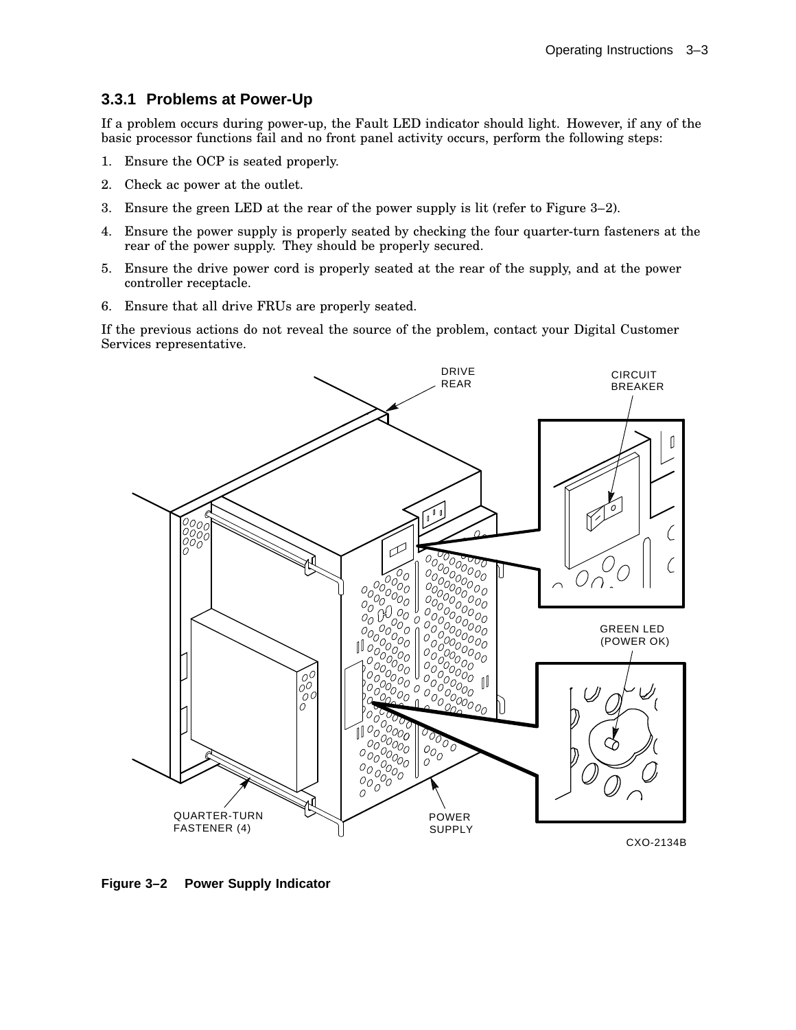### 3.3.1 Problems at Power-Up

If a problem occurs during power-up, the Fault LED indicator should light. However, if any of the basic processor functions fail and no front panel activity occurs, perform the following steps:

1. Ensure the OCP is seated properly.
2. Check ac power at the outlet.
3. Ensure the green LED at the rear of the power supply is lit (refer to Figure 3–2).
4. Ensure the power supply is properly seated by checking the four quarter-turn fasteners at the rear of the power supply. They should be properly secured.
5. Ensure the drive power cord is properly seated at the rear of the supply, and at the power controller receptacle.
6. Ensure that all drive FRUs are properly seated.

If the previous actions do not reveal the source of the problem, contact your Digital Customer Services representative.

DRIVE REAR

CIRCUIT BREAKER

GREEN LED (POWER OK)

QUARTER-TURN FASTENER (4)

POWER SUPPLY

CXO-2134B

**Figure 3–2 Power Supply Indicator**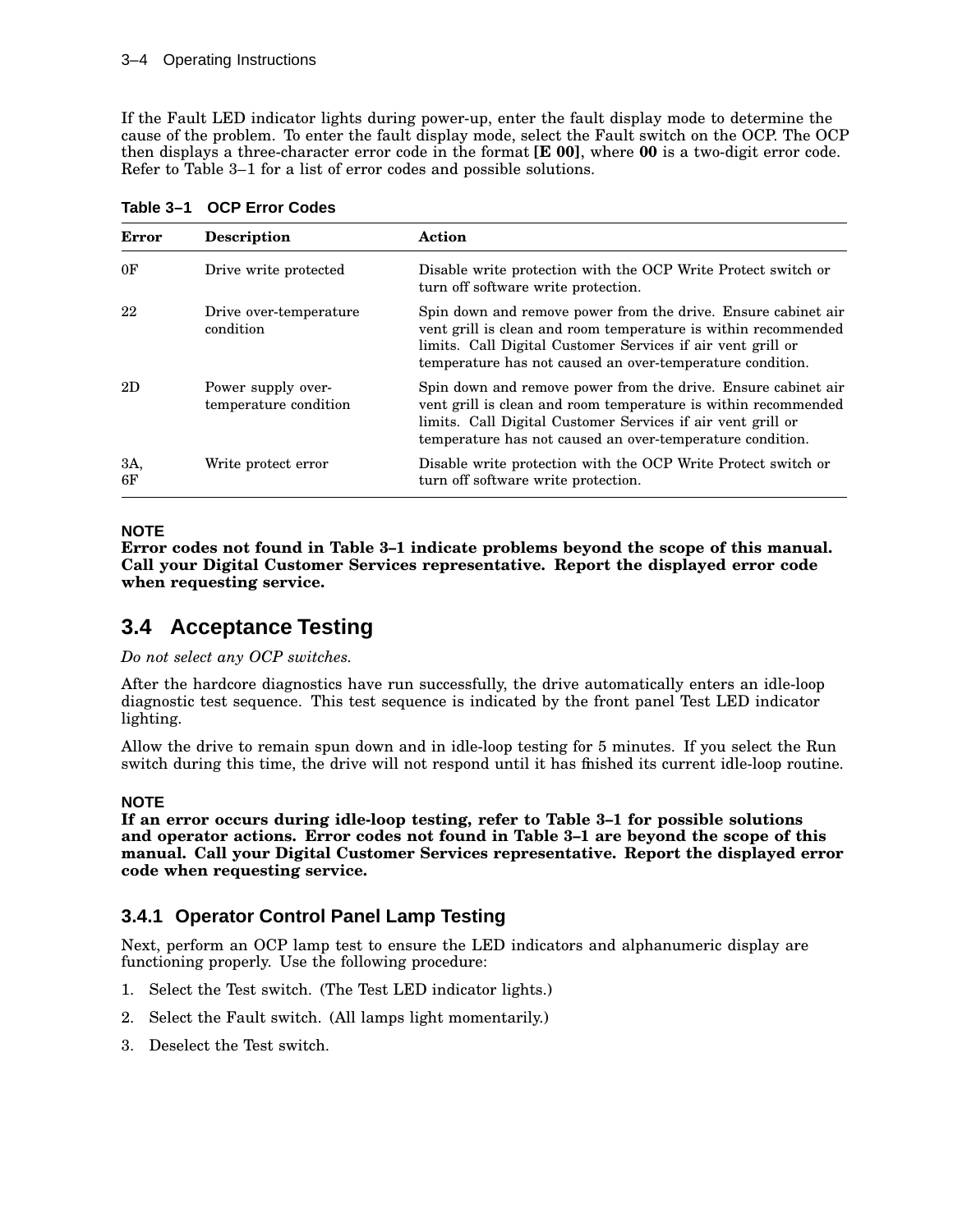If the Fault LED indicator lights during power-up, enter the fault display mode to determine the cause of the problem. To enter the fault display mode, select the Fault switch on the OCP. The OCP then displays a three-character error code in the format **[E 00]**, where **00** is a two-digit error code. Refer to Table 3–1 for a list of error codes and possible solutions.

**Table 3–1 OCP Error Codes**

| Error | Description | Action |
|---|---|---|
| 0F | Drive write protected | Disable write protection with the OCP Write Protect switch or turn off software write protection. |
| 22 | Drive over-temperature condition | Spin down and remove power from the drive. Ensure cabinet air vent grill is clean and room temperature is within recommended limits. Call Digital Customer Services if air vent grill or temperature has not caused an over-temperature condition. |
| 2D | Power supply over-temperature condition | Spin down and remove power from the drive. Ensure cabinet air vent grill is clean and room temperature is within recommended limits. Call Digital Customer Services if air vent grill or temperature has not caused an over-temperature condition. |
| 3A, 6F | Write protect error | Disable write protection with the OCP Write Protect switch or turn off software write protection. |

**NOTE**

**Error codes not found in Table 3–1 indicate problems beyond the scope of this manual. Call your Digital Customer Services representative. Report the displayed error code when requesting service.**

## 3.4 Acceptance Testing

*Do not select any OCP switches.*

After the hardcore diagnostics have run successfully, the drive automatically enters an idle-loop diagnostic test sequence. This test sequence is indicated by the front panel Test LED indicator lighting.

Allow the drive to remain spun down and in idle-loop testing for 5 minutes. If you select the Run switch during this time, the drive will not respond until it has finished its current idle-loop routine.

**NOTE**

**If an error occurs during idle-loop testing, refer to Table 3–1 for possible solutions and operator actions. Error codes not found in Table 3–1 are beyond the scope of this manual. Call your Digital Customer Services representative. Report the displayed error code when requesting service.**

### 3.4.1 Operator Control Panel Lamp Testing

Next, perform an OCP lamp test to ensure the LED indicators and alphanumeric display are functioning properly. Use the following procedure:

1. Select the Test switch. (The Test LED indicator lights.)
2. Select the Fault switch. (All lamps light momentarily.)
3. Deselect the Test switch.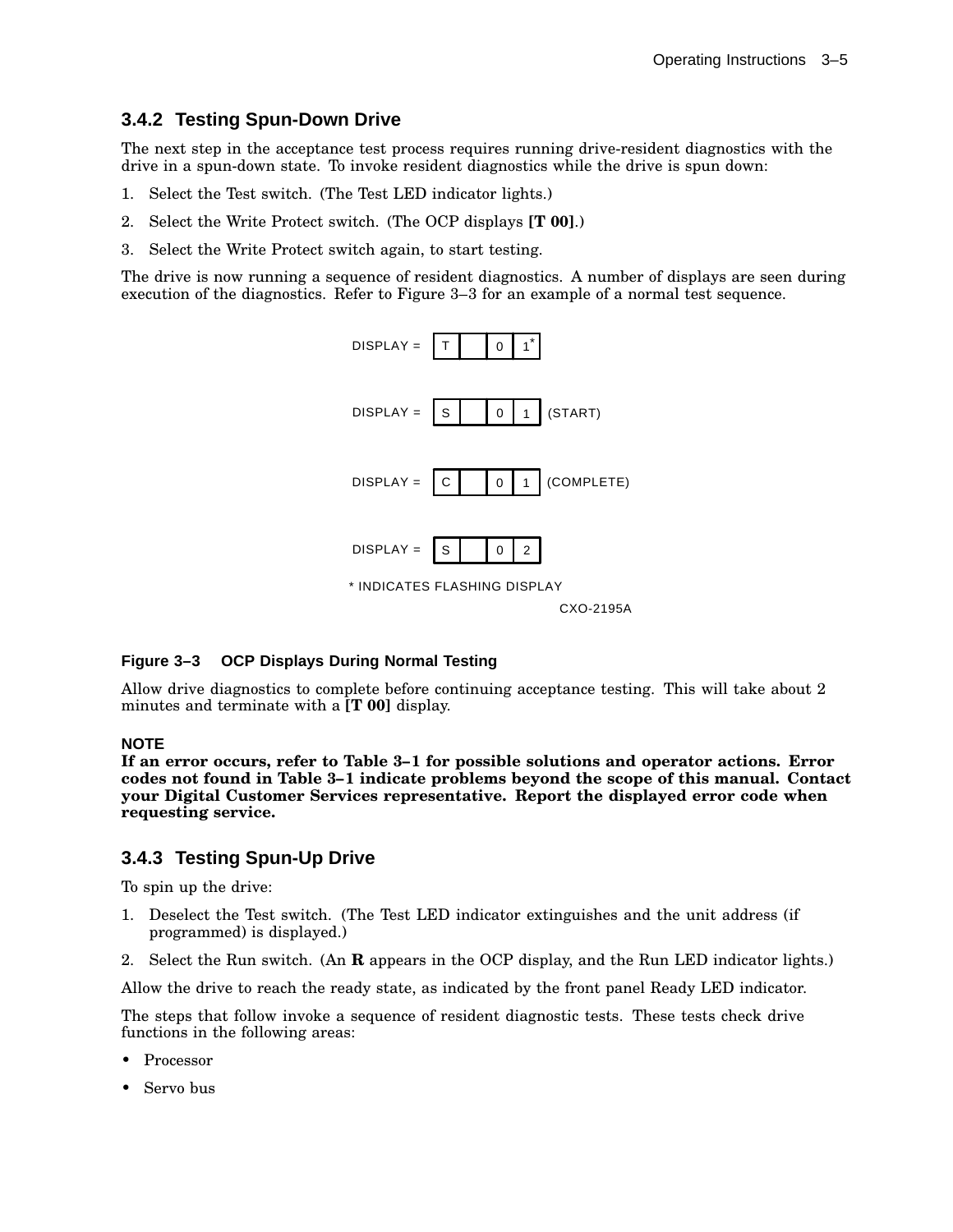### 3.4.2 Testing Spun-Down Drive

The next step in the acceptance test process requires running drive-resident diagnostics with the drive in a spun-down state. To invoke resident diagnostics while the drive is spun down:

1. Select the Test switch. (The Test LED indicator lights.)
2. Select the Write Protect switch. (The OCP displays **[T 00]**.)
3. Select the Write Protect switch again, to start testing.

The drive is now running a sequence of resident diagnostics. A number of displays are seen during execution of the diagnostics. Refer to Figure 3–3 for an example of a normal test sequence.

DISPLAY = | T | | 0 | 1* |

DISPLAY = | S | | 0 | 1 | (START)

DISPLAY = | C | | 0 | 1 | (COMPLETE)

DISPLAY = | S | | 0 | 2 |

* INDICATES FLASHING DISPLAY

CXO-2195A

**Figure 3–3 OCP Displays During Normal Testing**

Allow drive diagnostics to complete before continuing acceptance testing. This will take about 2 minutes and terminate with a **[T 00]** display.

**NOTE**

**If an error occurs, refer to Table 3–1 for possible solutions and operator actions. Error codes not found in Table 3–1 indicate problems beyond the scope of this manual. Contact your Digital Customer Services representative. Report the displayed error code when requesting service.**

### 3.4.3 Testing Spun-Up Drive

To spin up the drive:

1. Deselect the Test switch. (The Test LED indicator extinguishes and the unit address (if programmed) is displayed.)
2. Select the Run switch. (An **R** appears in the OCP display, and the Run LED indicator lights.)

Allow the drive to reach the ready state, as indicated by the front panel Ready LED indicator.

The steps that follow invoke a sequence of resident diagnostic tests. These tests check drive functions in the following areas:

- Processor
- Servo bus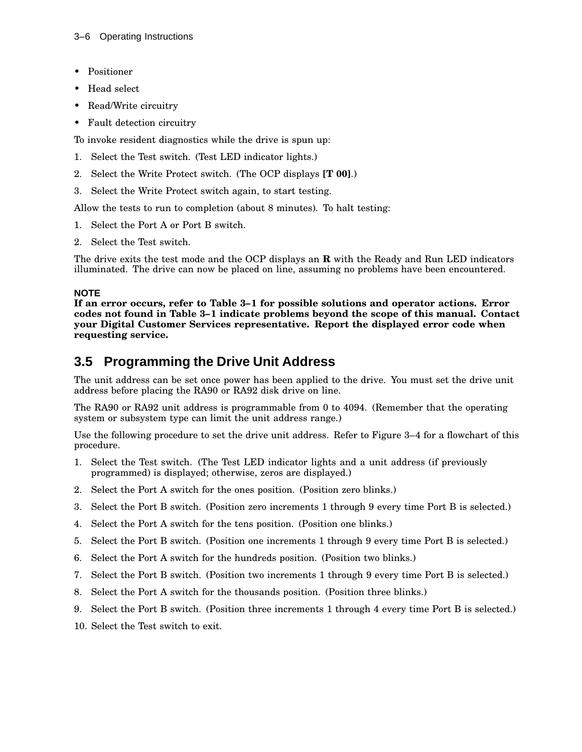- Positioner
- Head select
- Read/Write circuitry
- Fault detection circuitry

To invoke resident diagnostics while the drive is spun up:

1. Select the Test switch. (Test LED indicator lights.)
2. Select the Write Protect switch. (The OCP displays **[T 00]**.)
3. Select the Write Protect switch again, to start testing.

Allow the tests to run to completion (about 8 minutes). To halt testing:

1. Select the Port A or Port B switch.
2. Select the Test switch.

The drive exits the test mode and the OCP displays an **R** with the Ready and Run LED indicators illuminated. The drive can now be placed on line, assuming no problems have been encountered.

**NOTE**
**If an error occurs, refer to Table 3–1 for possible solutions and operator actions. Error codes not found in Table 3–1 indicate problems beyond the scope of this manual. Contact your Digital Customer Services representative. Report the displayed error code when requesting service.**

## 3.5 Programming the Drive Unit Address

The unit address can be set once power has been applied to the drive. You must set the drive unit address before placing the RA90 or RA92 disk drive on line.

The RA90 or RA92 unit address is programmable from 0 to 4094. (Remember that the operating system or subsystem type can limit the unit address range.)

Use the following procedure to set the drive unit address. Refer to Figure 3–4 for a flowchart of this procedure.

1. Select the Test switch. (The Test LED indicator lights and a unit address (if previously programmed) is displayed; otherwise, zeros are displayed.)
2. Select the Port A switch for the ones position. (Position zero blinks.)
3. Select the Port B switch. (Position zero increments 1 through 9 every time Port B is selected.)
4. Select the Port A switch for the tens position. (Position one blinks.)
5. Select the Port B switch. (Position one increments 1 through 9 every time Port B is selected.)
6. Select the Port A switch for the hundreds position. (Position two blinks.)
7. Select the Port B switch. (Position two increments 1 through 9 every time Port B is selected.)
8. Select the Port A switch for the thousands position. (Position three blinks.)
9. Select the Port B switch. (Position three increments 1 through 4 every time Port B is selected.)
10. Select the Test switch to exit.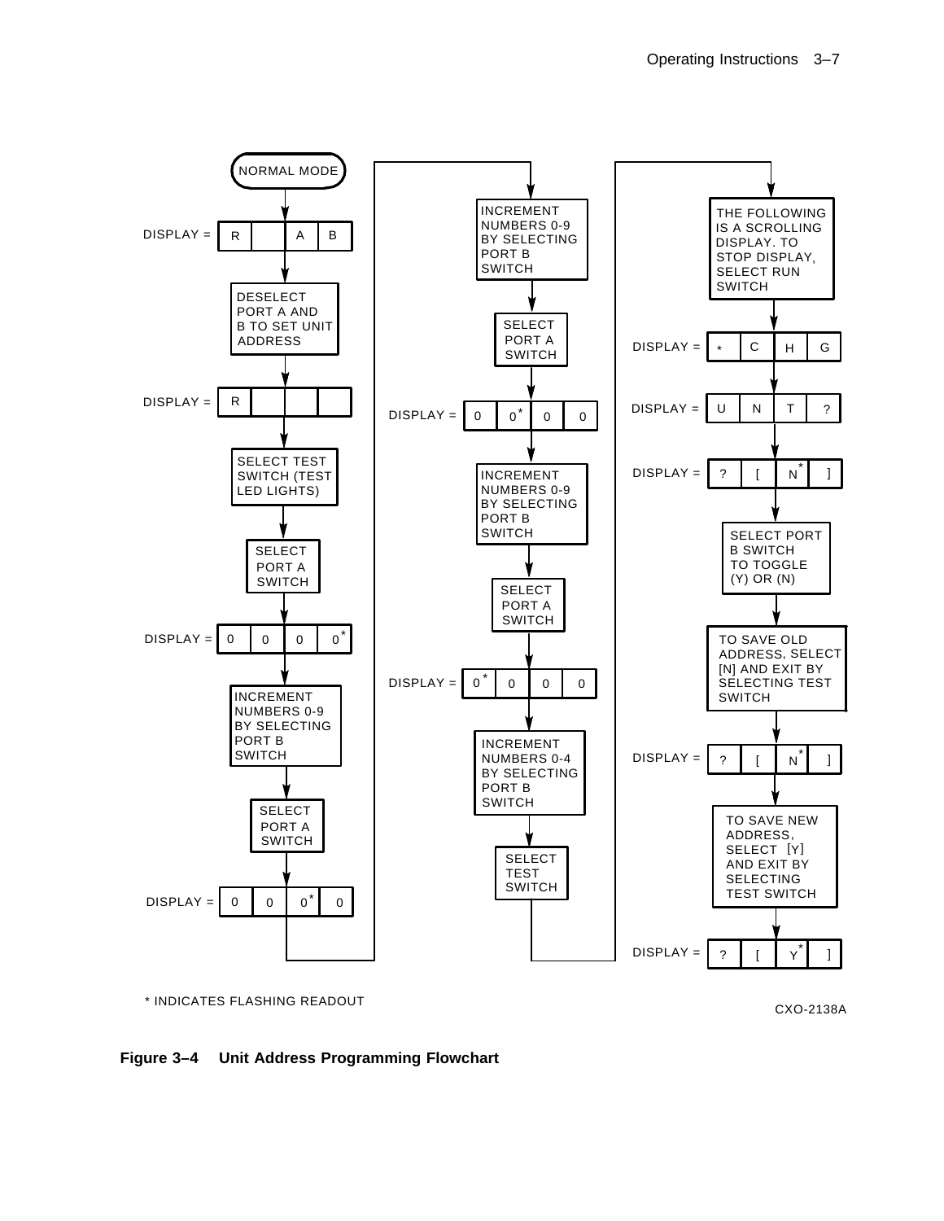NORMAL MODE

DISPLAY = | R | | A | B |

DESELECT PORT A AND B TO SET UNIT ADDRESS

DISPLAY = | R | | | |

SELECT TEST SWITCH (TEST LED LIGHTS)

SELECT PORT A SWITCH

DISPLAY = | 0 | 0 | 0 | 0* |

INCREMENT NUMBERS 0-9 BY SELECTING PORT B SWITCH

SELECT PORT A SWITCH

DISPLAY = | 0 | 0 | 0* | 0 |

INCREMENT NUMBERS 0-9 BY SELECTING PORT B SWITCH

SELECT PORT A SWITCH

DISPLAY = | 0 | 0* | 0 | 0 |

INCREMENT NUMBERS 0-9 BY SELECTING PORT B SWITCH

SELECT PORT A SWITCH

DISPLAY = | 0* | 0 | 0 | 0 |

INCREMENT NUMBERS 0-4 BY SELECTING PORT B SWITCH

SELECT TEST SWITCH

THE FOLLOWING IS A SCROLLING DISPLAY. TO STOP DISPLAY, SELECT RUN SWITCH

DISPLAY = | * | C | H | G |

DISPLAY = | U | N | T | ? |

DISPLAY = | ? | [ | N* | ] |

SELECT PORT B SWITCH TO TOGGLE (Y) OR (N)

TO SAVE OLD ADDRESS, SELECT [N] AND EXIT BY SELECTING TEST SWITCH

DISPLAY = | ? | [ | N* | ] |

TO SAVE NEW ADDRESS, SELECT [Y] AND EXIT BY SELECTING TEST SWITCH

DISPLAY = | ? | [ | Y* | ] |

\* INDICATES FLASHING READOUT

CXO-2138A

**Figure 3–4 Unit Address Programming Flowchart**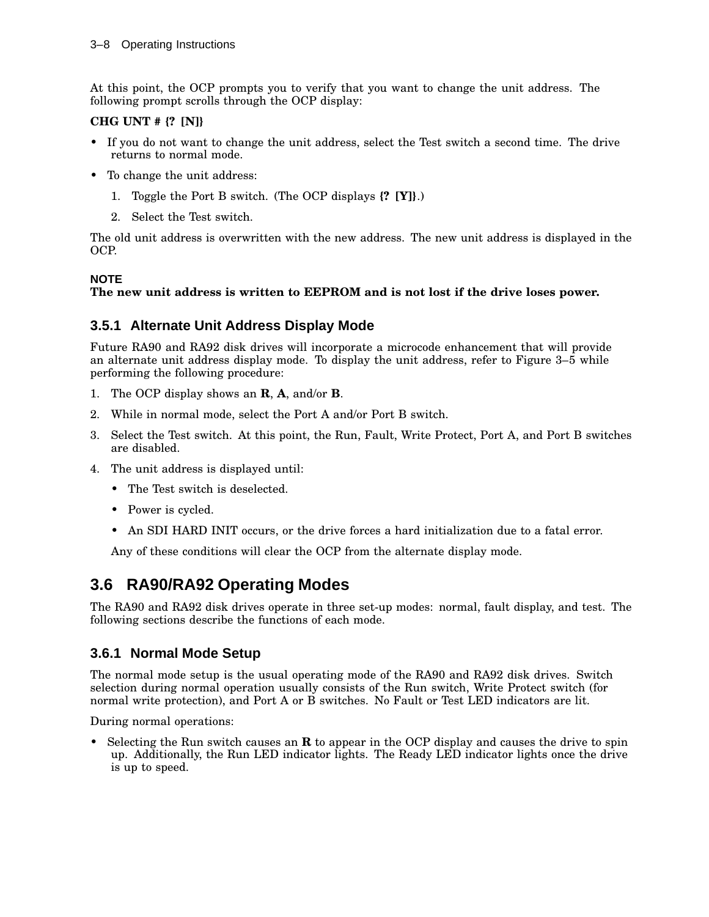At this point, the OCP prompts you to verify that you want to change the unit address. The following prompt scrolls through the OCP display:

**CHG UNT # {? [N]}**

- If you do not want to change the unit address, select the Test switch a second time. The drive returns to normal mode.
- To change the unit address:
  1. Toggle the Port B switch. (The OCP displays **{? [Y]}**.)
  2. Select the Test switch.

The old unit address is overwritten with the new address. The new unit address is displayed in the OCP.

**NOTE**
**The new unit address is written to EEPROM and is not lost if the drive loses power.**

### 3.5.1 Alternate Unit Address Display Mode

Future RA90 and RA92 disk drives will incorporate a microcode enhancement that will provide an alternate unit address display mode. To display the unit address, refer to Figure 3–5 while performing the following procedure:

1. The OCP display shows an **R**, **A**, and/or **B**.
2. While in normal mode, select the Port A and/or Port B switch.
3. Select the Test switch. At this point, the Run, Fault, Write Protect, Port A, and Port B switches are disabled.
4. The unit address is displayed until:
   - The Test switch is deselected.
   - Power is cycled.
   - An SDI HARD INIT occurs, or the drive forces a hard initialization due to a fatal error.

   Any of these conditions will clear the OCP from the alternate display mode.

## 3.6 RA90/RA92 Operating Modes

The RA90 and RA92 disk drives operate in three set-up modes: normal, fault display, and test. The following sections describe the functions of each mode.

### 3.6.1 Normal Mode Setup

The normal mode setup is the usual operating mode of the RA90 and RA92 disk drives. Switch selection during normal operation usually consists of the Run switch, Write Protect switch (for normal write protection), and Port A or B switches. No Fault or Test LED indicators are lit.

During normal operations:

- Selecting the Run switch causes an **R** to appear in the OCP display and causes the drive to spin up. Additionally, the Run LED indicator lights. The Ready LED indicator lights once the drive is up to speed.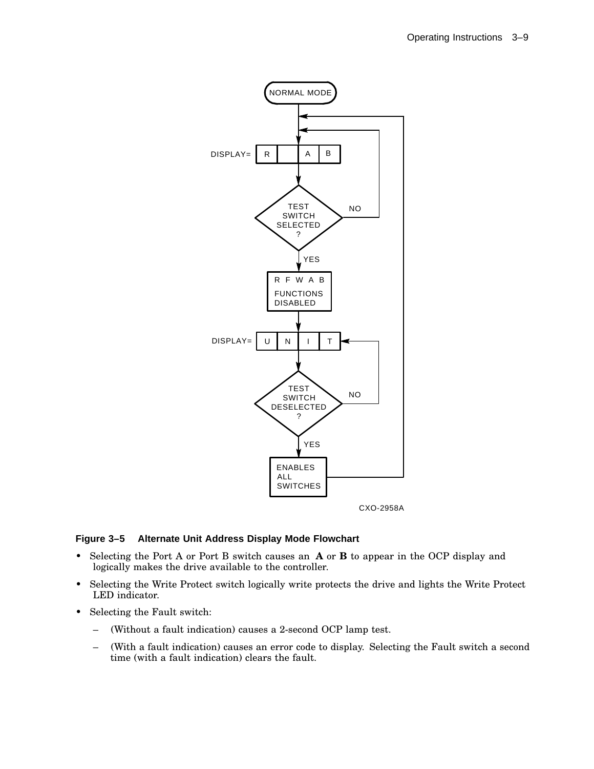**Figure 3–5 Alternate Unit Address Display Mode Flowchart**

- Selecting the Port A or Port B switch causes an **A** or **B** to appear in the OCP display and logically makes the drive available to the controller.
- Selecting the Write Protect switch logically write protects the drive and lights the Write Protect LED indicator.
- Selecting the Fault switch:
  - (Without a fault indication) causes a 2-second OCP lamp test.
  - (With a fault indication) causes an error code to display. Selecting the Fault switch a second time (with a fault indication) clears the fault.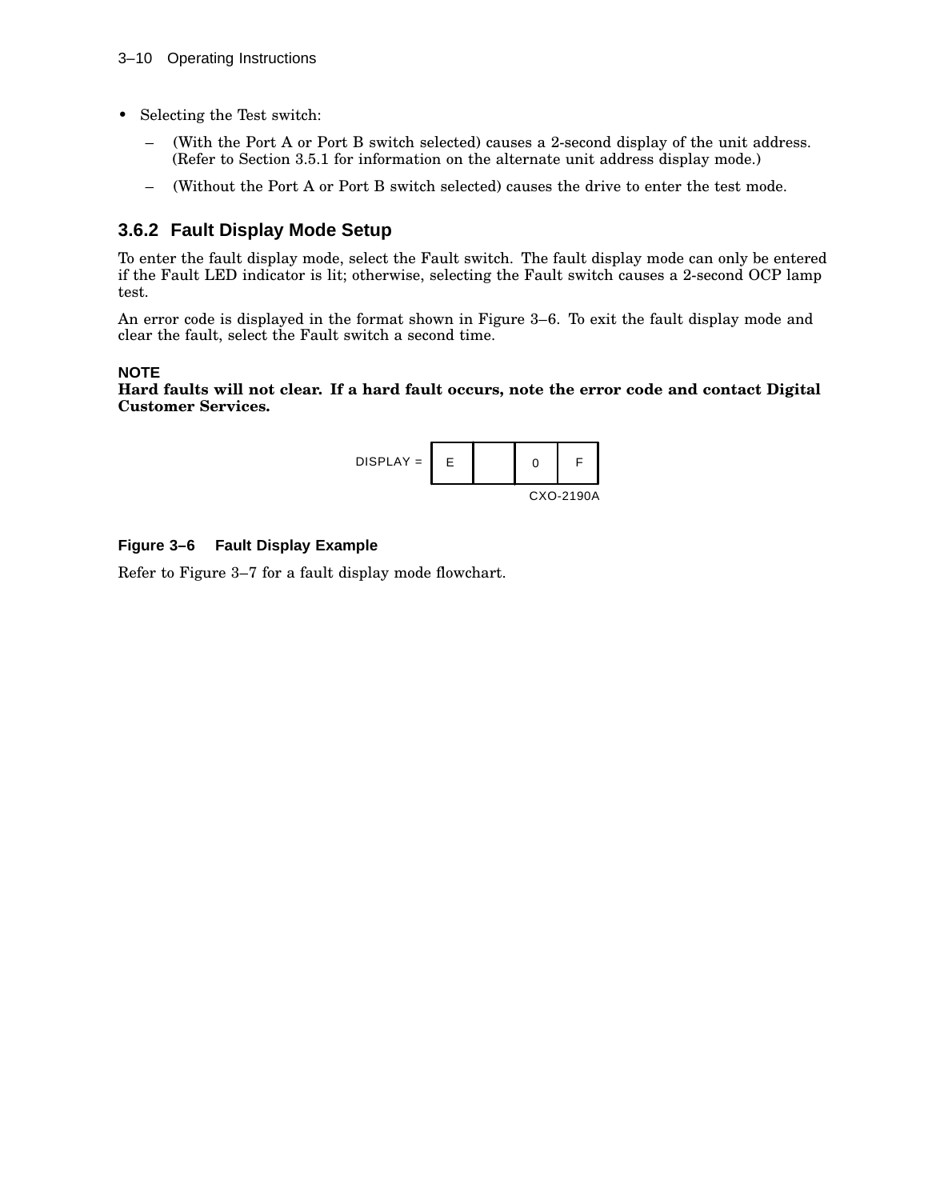- Selecting the Test switch:
  - (With the Port A or Port B switch selected) causes a 2-second display of the unit address. (Refer to Section 3.5.1 for information on the alternate unit address display mode.)
  - (Without the Port A or Port B switch selected) causes the drive to enter the test mode.

### 3.6.2 Fault Display Mode Setup

To enter the fault display mode, select the Fault switch. The fault display mode can only be entered if the Fault LED indicator is lit; otherwise, selecting the Fault switch causes a 2-second OCP lamp test.

An error code is displayed in the format shown in Figure 3–6. To exit the fault display mode and clear the fault, select the Fault switch a second time.

**NOTE**
**Hard faults will not clear. If a hard fault occurs, note the error code and contact Digital Customer Services.**

| DISPLAY = | E | | 0 | F |
|---|---|---|---|---|

CXO-2190A

**Figure 3–6 Fault Display Example**

Refer to Figure 3–7 for a fault display mode flowchart.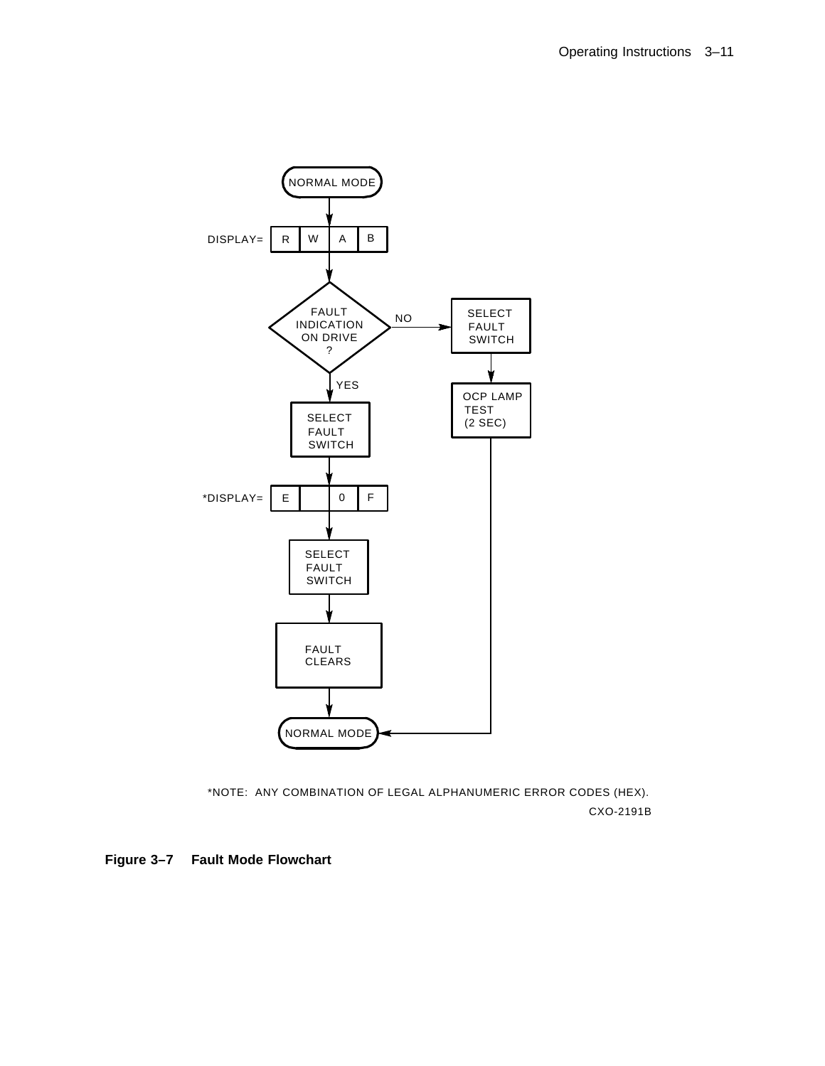NORMAL MODE

DISPLAY= | R | W | A | B |

FAULT INDICATION ON DRIVE ?

NO → SELECT FAULT SWITCH → OCP LAMP TEST (2 SEC) → NORMAL MODE

YES → SELECT FAULT SWITCH

*DISPLAY= | E | | 0 | F |

SELECT FAULT SWITCH

FAULT CLEARS

NORMAL MODE

*NOTE: ANY COMBINATION OF LEGAL ALPHANUMERIC ERROR CODES (HEX).

CXO-2191B

**Figure 3–7 Fault Mode Flowchart**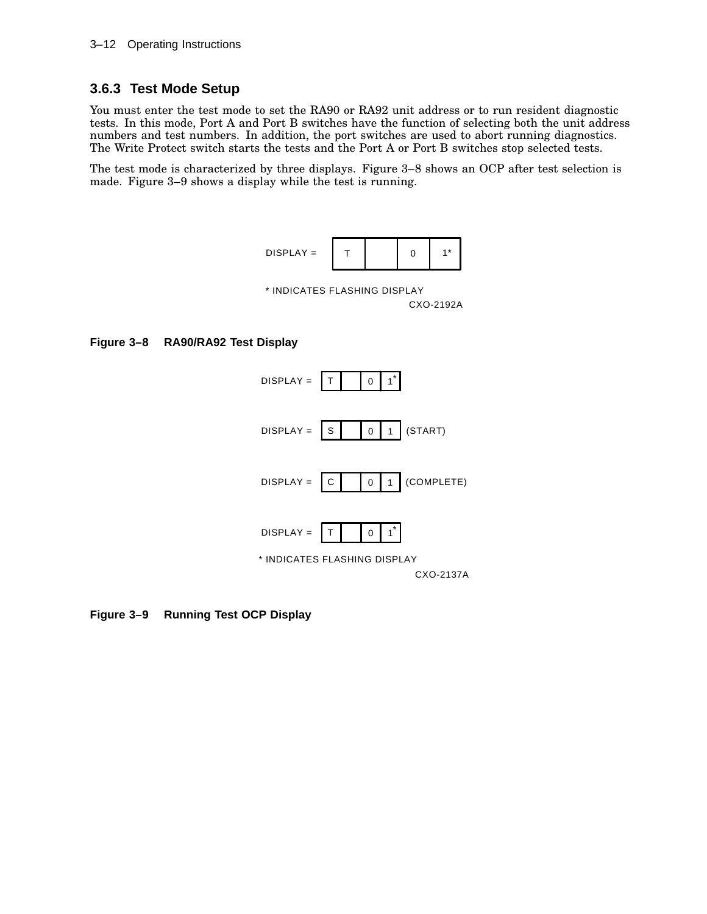### 3.6.3 Test Mode Setup

You must enter the test mode to set the RA90 or RA92 unit address or to run resident diagnostic tests. In this mode, Port A and Port B switches have the function of selecting both the unit address numbers and test numbers. In addition, the port switches are used to abort running diagnostics. The Write Protect switch starts the tests and the Port A or Port B switches stop selected tests.

The test mode is characterized by three displays. Figure 3–8 shows an OCP after test selection is made. Figure 3–9 shows a display while the test is running.

DISPLAY = | T | | 0 | 1* |

* INDICATES FLASHING DISPLAY

CXO-2192A

**Figure 3–8 RA90/RA92 Test Display**

DISPLAY = | T | | 0 | 1* |

DISPLAY = | S | | 0 | 1 | (START)

DISPLAY = | C | | 0 | 1 | (COMPLETE)

DISPLAY = | T | | 0 | 1* |

* INDICATES FLASHING DISPLAY

CXO-2137A

**Figure 3–9 Running Test OCP Display**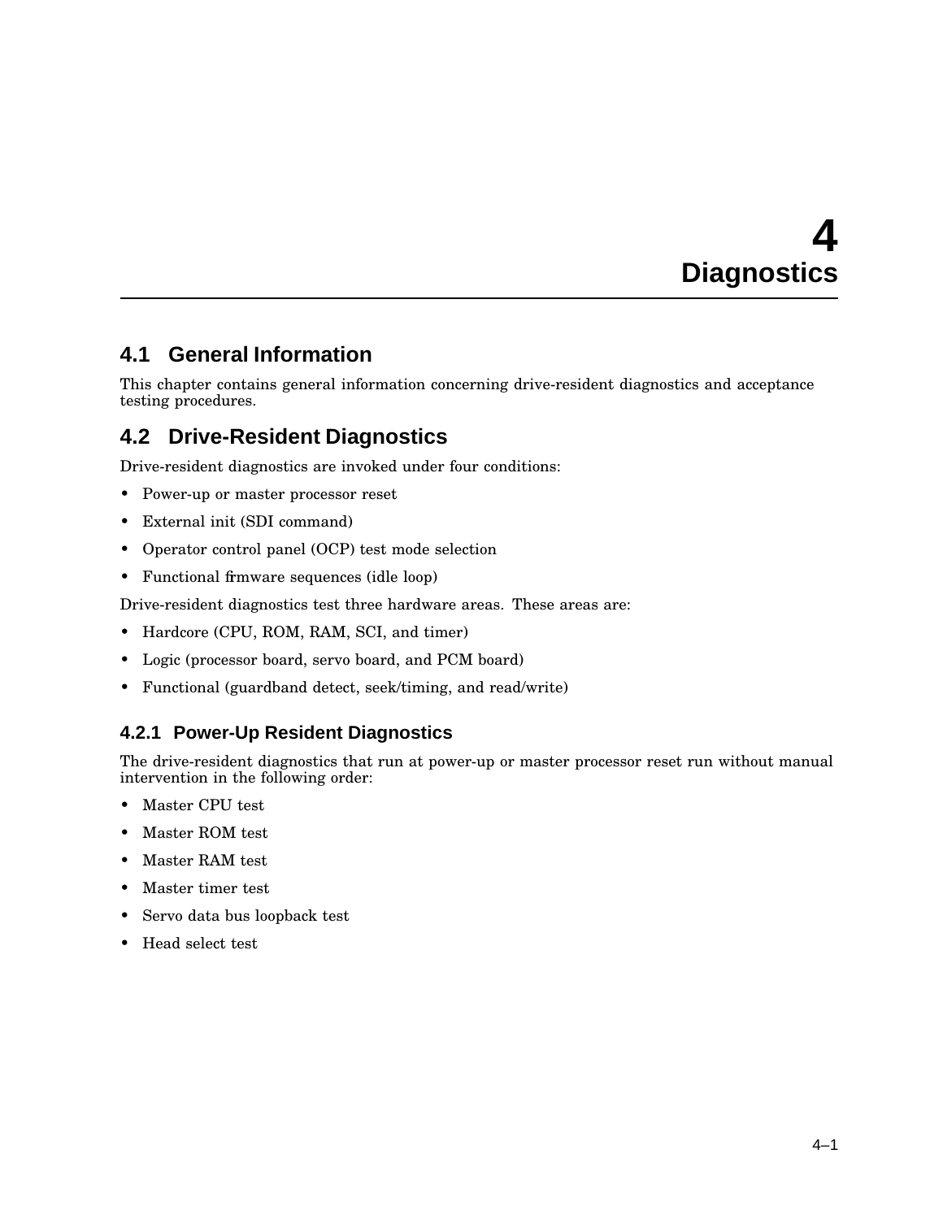# 4 Diagnostics

## 4.1 General Information

This chapter contains general information concerning drive-resident diagnostics and acceptance testing procedures.

## 4.2 Drive-Resident Diagnostics

Drive-resident diagnostics are invoked under four conditions:

- Power-up or master processor reset
- External init (SDI command)
- Operator control panel (OCP) test mode selection
- Functional firmware sequences (idle loop)

Drive-resident diagnostics test three hardware areas. These areas are:

- Hardcore (CPU, ROM, RAM, SCI, and timer)
- Logic (processor board, servo board, and PCM board)
- Functional (guardband detect, seek/timing, and read/write)

### 4.2.1 Power-Up Resident Diagnostics

The drive-resident diagnostics that run at power-up or master processor reset run without manual intervention in the following order:

- Master CPU test
- Master ROM test
- Master RAM test
- Master timer test
- Servo data bus loopback test
- Head select test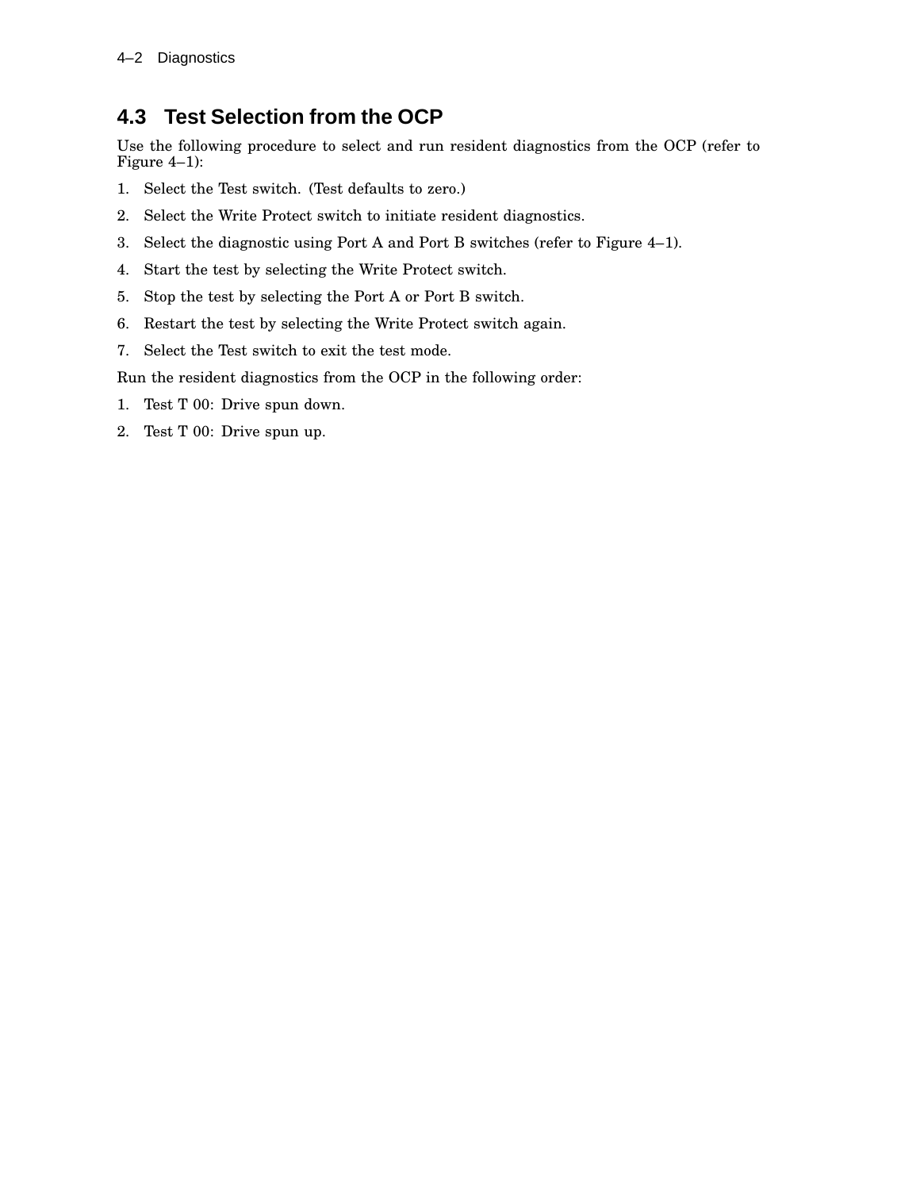## 4.3 Test Selection from the OCP

Use the following procedure to select and run resident diagnostics from the OCP (refer to Figure 4–1):

1. Select the Test switch. (Test defaults to zero.)
2. Select the Write Protect switch to initiate resident diagnostics.
3. Select the diagnostic using Port A and Port B switches (refer to Figure 4–1).
4. Start the test by selecting the Write Protect switch.
5. Stop the test by selecting the Port A or Port B switch.
6. Restart the test by selecting the Write Protect switch again.
7. Select the Test switch to exit the test mode.

Run the resident diagnostics from the OCP in the following order:

1. Test T 00: Drive spun down.
2. Test T 00: Drive spun up.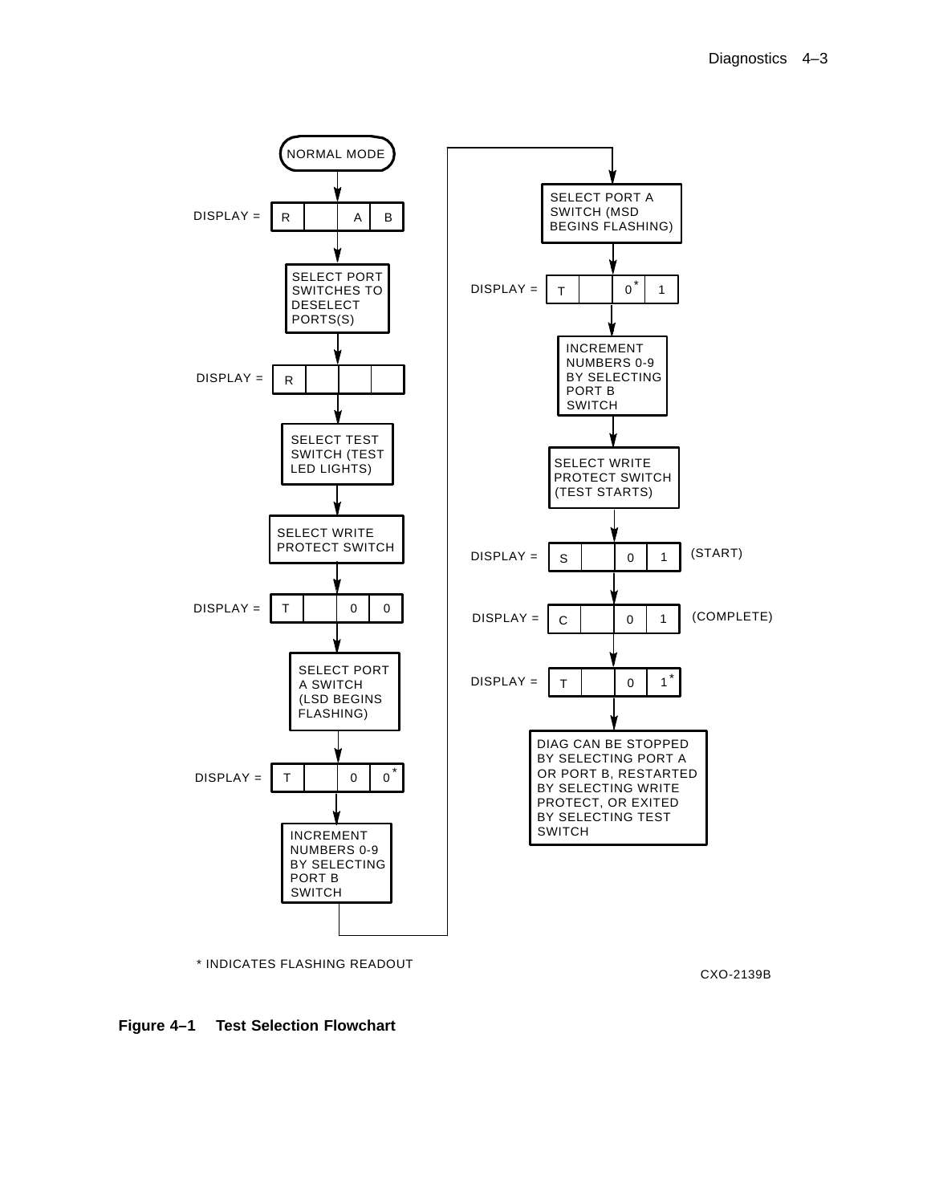NORMAL MODE

DISPLAY = R | | A | B

SELECT PORT SWITCHES TO DESELECT PORTS(S)

DISPLAY = R | | |

SELECT TEST SWITCH (TEST LED LIGHTS)

SELECT WRITE PROTECT SWITCH

DISPLAY = T | | 0 | 0

SELECT PORT A SWITCH (LSD BEGINS FLASHING)

DISPLAY = T | | 0 | 0*

INCREMENT NUMBERS 0-9 BY SELECTING PORT B SWITCH

SELECT PORT A SWITCH (MSD BEGINS FLASHING)

DISPLAY = T | | 0* | 1

INCREMENT NUMBERS 0-9 BY SELECTING PORT B SWITCH

SELECT WRITE PROTECT SWITCH (TEST STARTS)

DISPLAY = S | | 0 | 1 (START)

DISPLAY = C | | 0 | 1 (COMPLETE)

DISPLAY = T | | 0 | 1*

DIAG CAN BE STOPPED BY SELECTING PORT A OR PORT B, RESTARTED BY SELECTING WRITE PROTECT, OR EXITED BY SELECTING TEST SWITCH

* INDICATES FLASHING READOUT

CXO-2139B

**Figure 4–1 Test Selection Flowchart**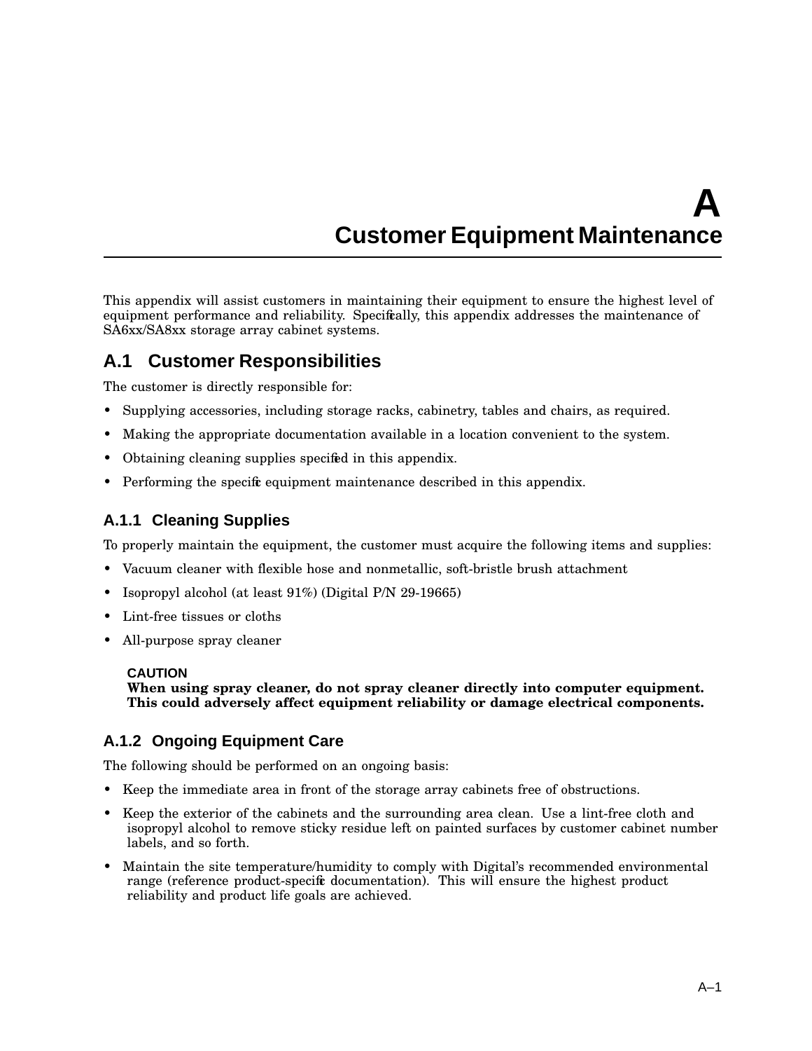# A Customer Equipment Maintenance

This appendix will assist customers in maintaining their equipment to ensure the highest level of equipment performance and reliability. Specifically, this appendix addresses the maintenance of SA6xx/SA8xx storage array cabinet systems.

## A.1 Customer Responsibilities

The customer is directly responsible for:

- Supplying accessories, including storage racks, cabinetry, tables and chairs, as required.
- Making the appropriate documentation available in a location convenient to the system.
- Obtaining cleaning supplies specified in this appendix.
- Performing the specific equipment maintenance described in this appendix.

### A.1.1 Cleaning Supplies

To properly maintain the equipment, the customer must acquire the following items and supplies:

- Vacuum cleaner with flexible hose and nonmetallic, soft-bristle brush attachment
- Isopropyl alcohol (at least 91%) (Digital P/N 29-19665)
- Lint-free tissues or cloths
- All-purpose spray cleaner

**CAUTION**
**When using spray cleaner, do not spray cleaner directly into computer equipment. This could adversely affect equipment reliability or damage electrical components.**

### A.1.2 Ongoing Equipment Care

The following should be performed on an ongoing basis:

- Keep the immediate area in front of the storage array cabinets free of obstructions.
- Keep the exterior of the cabinets and the surrounding area clean. Use a lint-free cloth and isopropyl alcohol to remove sticky residue left on painted surfaces by customer cabinet number labels, and so forth.
- Maintain the site temperature/humidity to comply with Digital's recommended environmental range (reference product-specific documentation). This will ensure the highest product reliability and product life goals are achieved.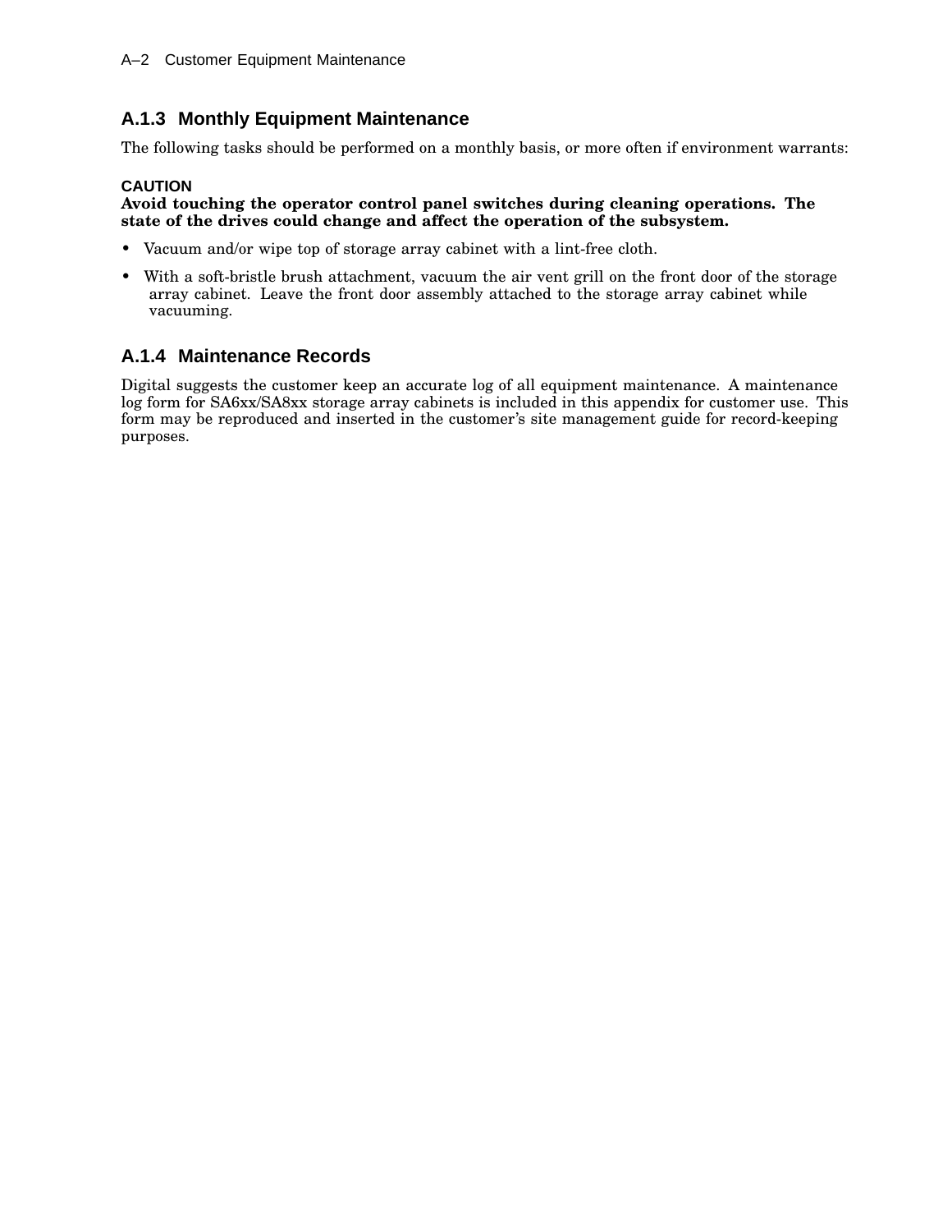### A.1.3 Monthly Equipment Maintenance

The following tasks should be performed on a monthly basis, or more often if environment warrants:

**CAUTION**
**Avoid touching the operator control panel switches during cleaning operations. The state of the drives could change and affect the operation of the subsystem.**

- Vacuum and/or wipe top of storage array cabinet with a lint-free cloth.
- With a soft-bristle brush attachment, vacuum the air vent grill on the front door of the storage array cabinet. Leave the front door assembly attached to the storage array cabinet while vacuuming.

### A.1.4 Maintenance Records

Digital suggests the customer keep an accurate log of all equipment maintenance. A maintenance log form for SA6xx/SA8xx storage array cabinets is included in this appendix for customer use. This form may be reproduced and inserted in the customer's site management guide for record-keeping purposes.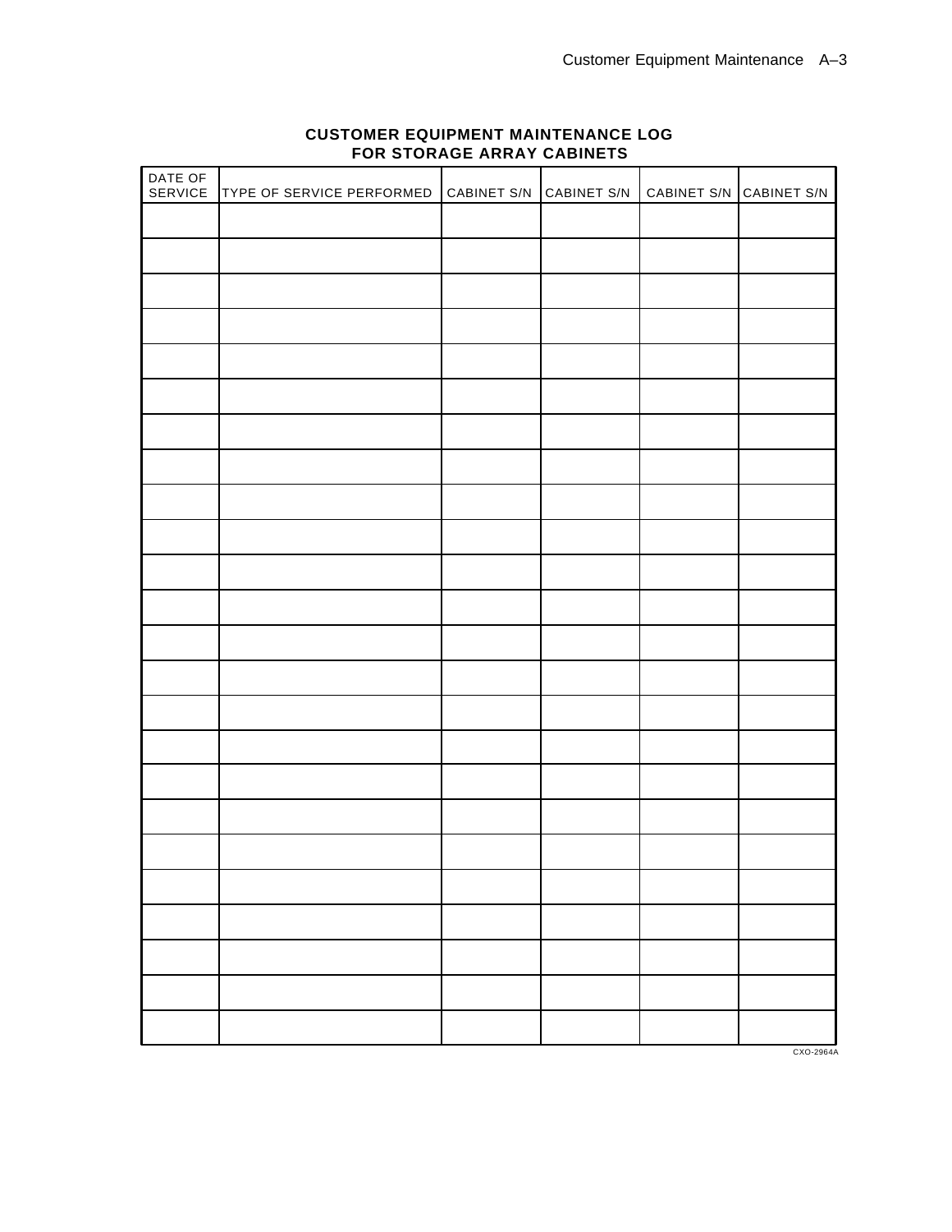## CUSTOMER EQUIPMENT MAINTENANCE LOG FOR STORAGE ARRAY CABINETS

| DATE OF SERVICE | TYPE OF SERVICE PERFORMED | CABINET S/N | CABINET S/N | CABINET S/N | CABINET S/N |
|---|---|---|---|---|---|
| | | | | | |
| | | | | | |
| | | | | | |
| | | | | | |
| | | | | | |
| | | | | | |
| | | | | | |
| | | | | | |
| | | | | | |
| | | | | | |
| | | | | | |
| | | | | | |
| | | | | | |
| | | | | | |
| | | | | | |
| | | | | | |
| | | | | | |
| | | | | | |
| | | | | | |
| | | | | | |
| | | | | | |
| | | | | | |
| | | | | | |
| | | | | | |

CXO-2964A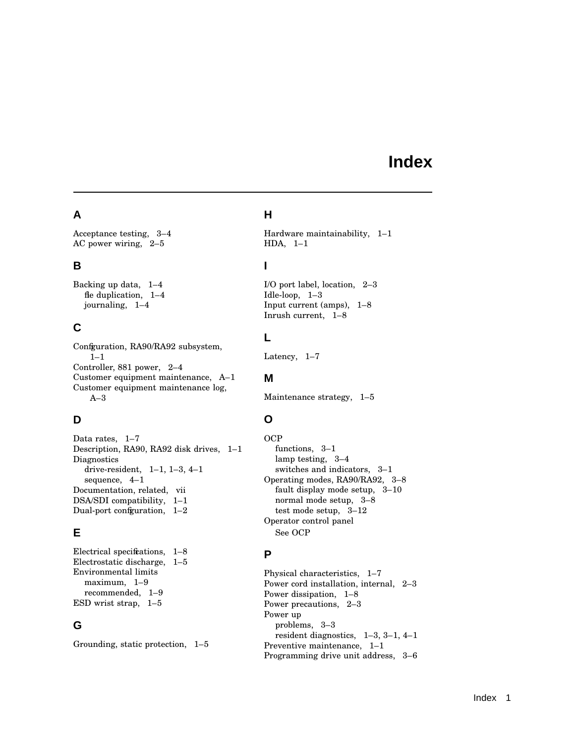# Index

## A

Acceptance testing, 3–4
AC power wiring, 2–5

## B

Backing up data, 1–4
  file duplication, 1–4
  journaling, 1–4

## C

Configuration, RA90/RA92 subsystem, 1–1
Controller, 881 power, 2–4
Customer equipment maintenance, A–1
Customer equipment maintenance log, A–3

## D

Data rates, 1–7
Description, RA90, RA92 disk drives, 1–1
Diagnostics
  drive-resident, 1–1, 1–3, 4–1
  sequence, 4–1
Documentation, related, vii
DSA/SDI compatibility, 1–1
Dual-port configuration, 1–2

## E

Electrical specifications, 1–8
Electrostatic discharge, 1–5
Environmental limits
  maximum, 1–9
  recommended, 1–9
ESD wrist strap, 1–5

## G

Grounding, static protection, 1–5

## H

Hardware maintainability, 1–1
HDA, 1–1

## I

I/O port label, location, 2–3
Idle-loop, 1–3
Input current (amps), 1–8
Inrush current, 1–8

## L

Latency, 1–7

## M

Maintenance strategy, 1–5

## O

OCP
  functions, 3–1
  lamp testing, 3–4
  switches and indicators, 3–1
Operating modes, RA90/RA92, 3–8
  fault display mode setup, 3–10
  normal mode setup, 3–8
  test mode setup, 3–12
Operator control panel
  See OCP

## P

Physical characteristics, 1–7
Power cord installation, internal, 2–3
Power dissipation, 1–8
Power precautions, 2–3
Power up
  problems, 3–3
  resident diagnostics, 1–3, 3–1, 4–1
Preventive maintenance, 1–1
Programming drive unit address, 3–6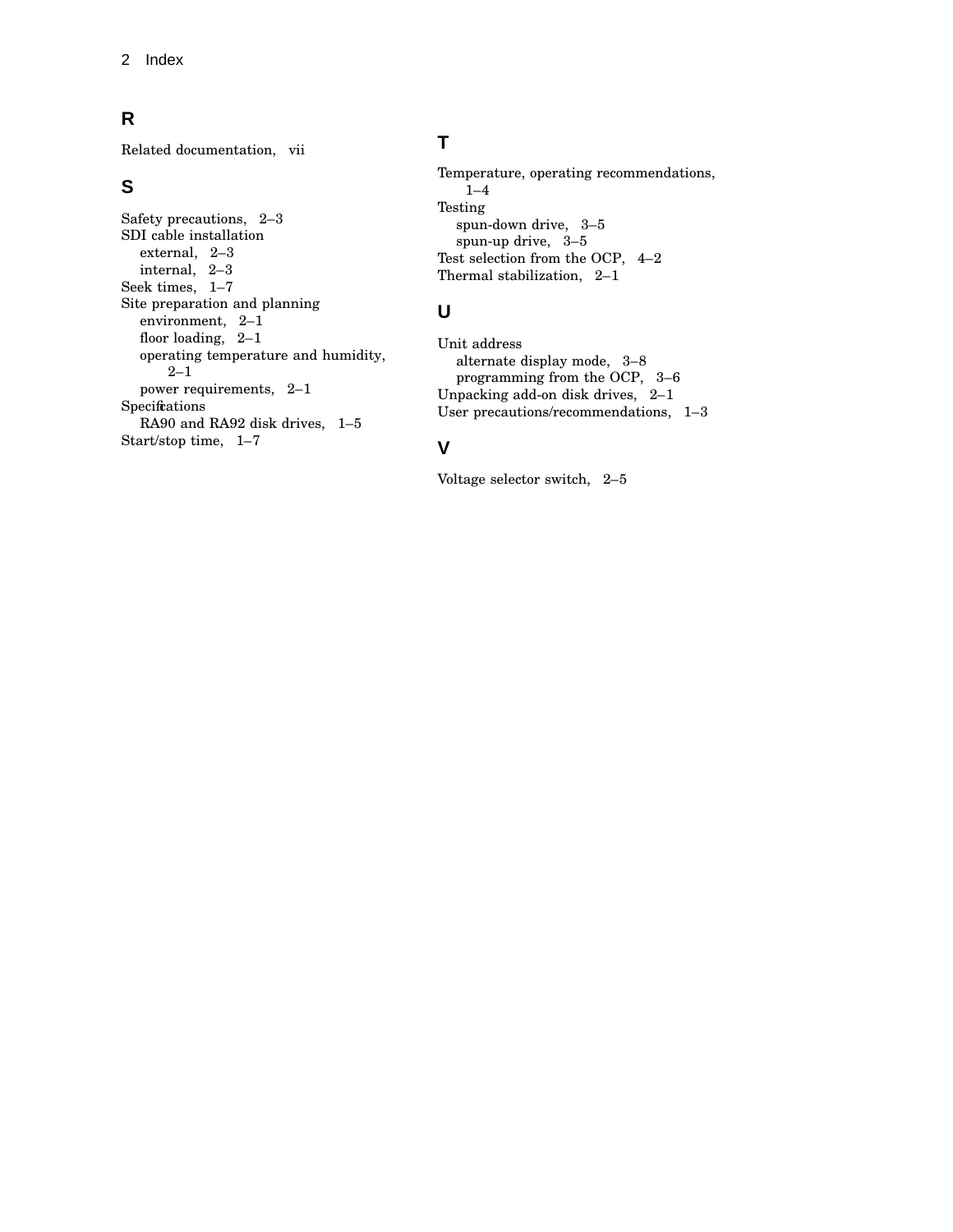## R

Related documentation, vii

## S

Safety precautions, 2–3
SDI cable installation
  external, 2–3
  internal, 2–3
Seek times, 1–7
Site preparation and planning
  environment, 2–1
  floor loading, 2–1
  operating temperature and humidity, 2–1
  power requirements, 2–1
Specifications
  RA90 and RA92 disk drives, 1–5
Start/stop time, 1–7

## T

Temperature, operating recommendations, 1–4
Testing
  spun-down drive, 3–5
  spun-up drive, 3–5
Test selection from the OCP, 4–2
Thermal stabilization, 2–1

## U

Unit address
  alternate display mode, 3–8
  programming from the OCP, 3–6
Unpacking add-on disk drives, 2–1
User precautions/recommendations, 1–3

## V

Voltage selector switch, 2–5